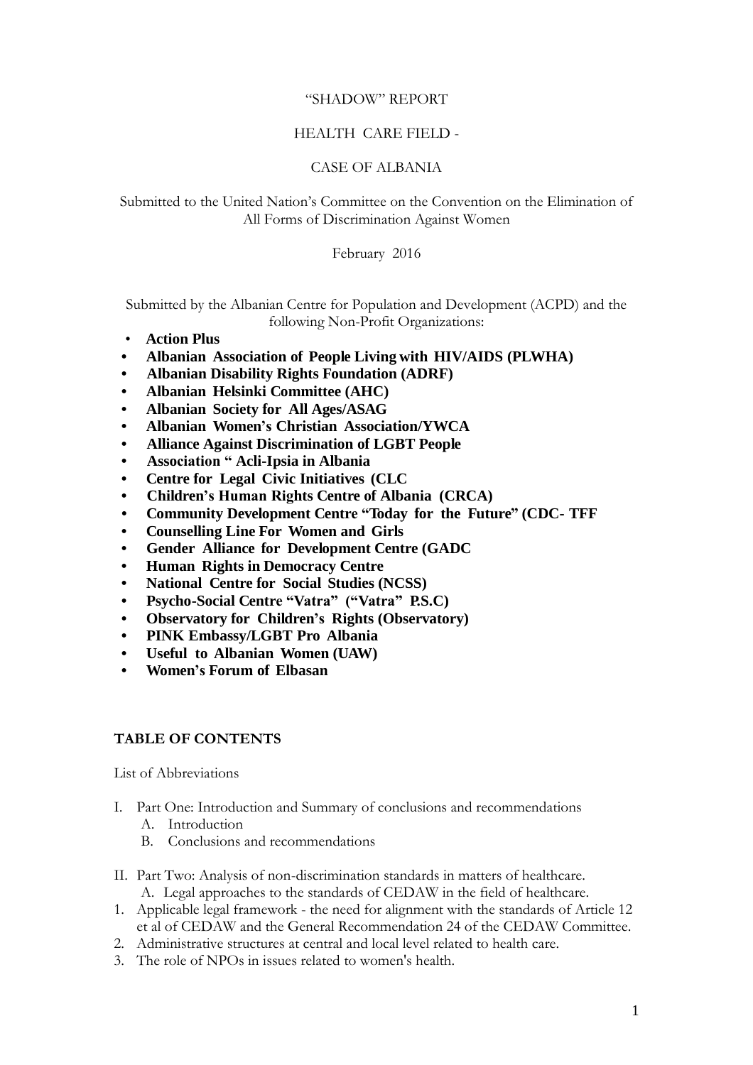"SHADOW" REPORT

HEALTH CARE FIELD -

CASE OF ALBANIA

Submitted to the United Nation's Committee on the Convention on the Elimination of All Forms of Discrimination Against Women

February 2016

Submitted by the Albanian Centre for Population and Development (ACPD) and the following Non-Profit Organizations:

- **Action Plus**
- **Albanian Association of People Living with HIV/AIDS (PLWHA)**
- **Albanian Disability Rights Foundation (ADRF)**
- **Albanian Helsinki Committee (AHC)**
- **Albanian Society for All Ages/ASAG**
- **Albanian Women's Christian Association/YWCA**
- **Alliance Against Discrimination of LGBT People**
- **Association " Acli-Ipsia in Albania**
- **Centre for Legal Civic Initiatives (CLC**
- **Children's Human Rights Centre of Albania (CRCA)**
- **Community Development Centre "Today for the Future" (CDC- TFF**
- **Counselling Line For Women and Girls**
- **Gender Alliance for Development Centre (GADC**
- **Human Rights in Democracy Centre**
- **National Centre for Social Studies (NCSS)**
- **Psycho-Social Centre "Vatra" ("Vatra" P.S.C)**
- **Observatory for Children's Rights (Observatory)**
- **PINK Embassy/LGBT Pro Albania**
- **Useful to Albanian Women (UAW)**
- **Women's Forum of Elbasan**

**TABLE OF CONTENTS**

List of Abbreviations

I. Part One: Introduction and Summary of conclusions and recommendations
   A. Introduction
   B. Conclusions and recommendations

II. Part Two: Analysis of non-discrimination standards in matters of healthcare.
   A. Legal approaches to the standards of CEDAW in the field of healthcare.

1. Applicable legal framework - the need for alignment with the standards of Article 12 et al of CEDAW and the General Recommendation 24 of the CEDAW Committee.
2. Administrative structures at central and local level related to health care.
3. The role of NPOs in issues related to women's health.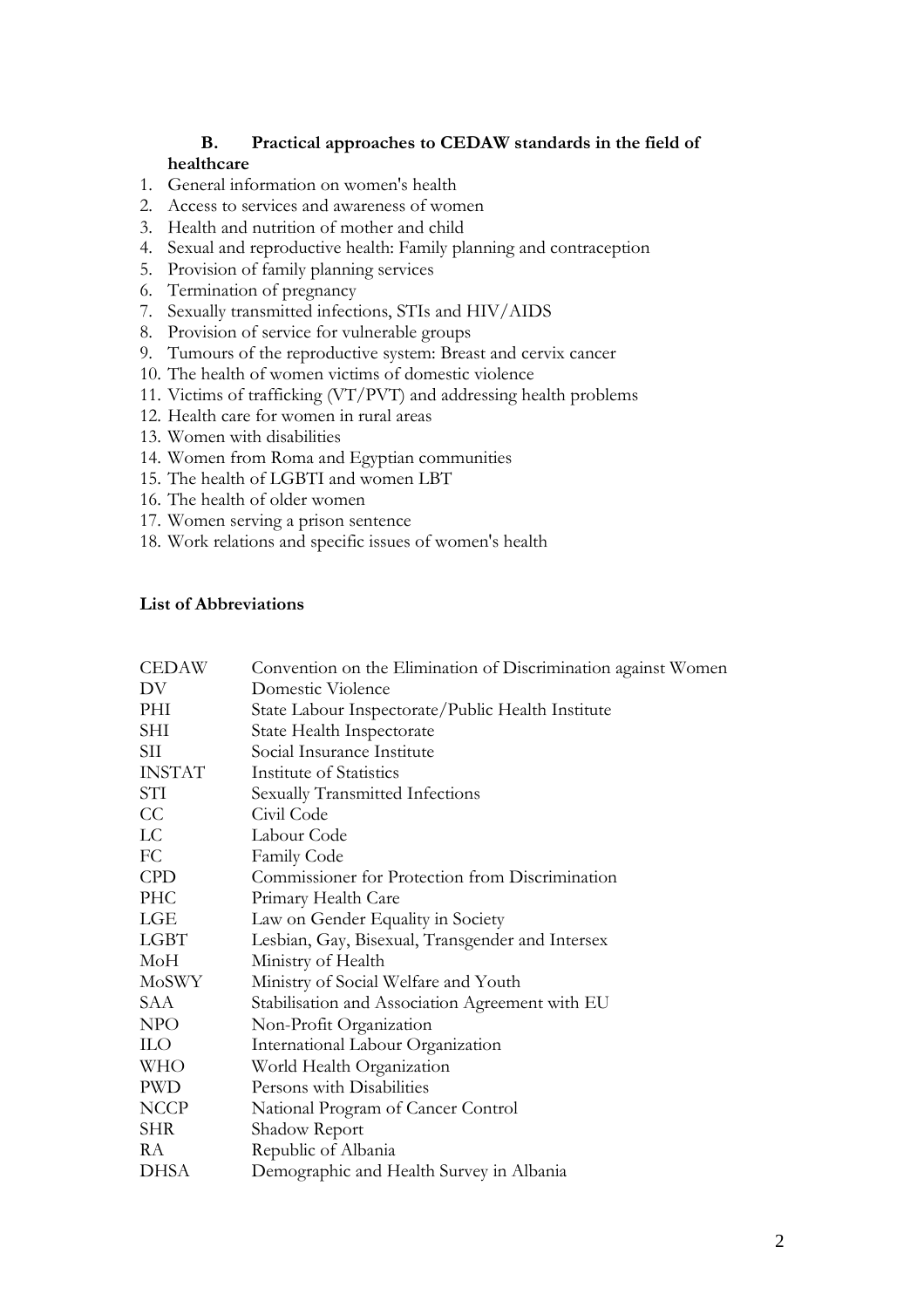### B. Practical approaches to CEDAW standards in the field of healthcare

1. General information on women's health
2. Access to services and awareness of women
3. Health and nutrition of mother and child
4. Sexual and reproductive health: Family planning and contraception
5. Provision of family planning services
6. Termination of pregnancy
7. Sexually transmitted infections, STIs and HIV/AIDS
8. Provision of service for vulnerable groups
9. Tumours of the reproductive system: Breast and cervix cancer
10. The health of women victims of domestic violence
11. Victims of trafficking (VT/PVT) and addressing health problems
12. Health care for women in rural areas
13. Women with disabilities
14. Women from Roma and Egyptian communities
15. The health of LGBTI and women LBT
16. The health of older women
17. Women serving a prison sentence
18. Work relations and specific issues of women's health

**List of Abbreviations**

| | |
|---|---|
| CEDAW | Convention on the Elimination of Discrimination against Women |
| DV | Domestic Violence |
| PHI | State Labour Inspectorate/Public Health Institute |
| SHI | State Health Inspectorate |
| SII | Social Insurance Institute |
| INSTAT | Institute of Statistics |
| STI | Sexually Transmitted Infections |
| CC | Civil Code |
| LC | Labour Code |
| FC | Family Code |
| CPD | Commissioner for Protection from Discrimination |
| PHC | Primary Health Care |
| LGE | Law on Gender Equality in Society |
| LGBT | Lesbian, Gay, Bisexual, Transgender and Intersex |
| MoH | Ministry of Health |
| MoSWY | Ministry of Social Welfare and Youth |
| SAA | Stabilisation and Association Agreement with EU |
| NPO | Non-Profit Organization |
| ILO | International Labour Organization |
| WHO | World Health Organization |
| PWD | Persons with Disabilities |
| NCCP | National Program of Cancer Control |
| SHR | Shadow Report |
| RA | Republic of Albania |
| DHSA | Demographic and Health Survey in Albania |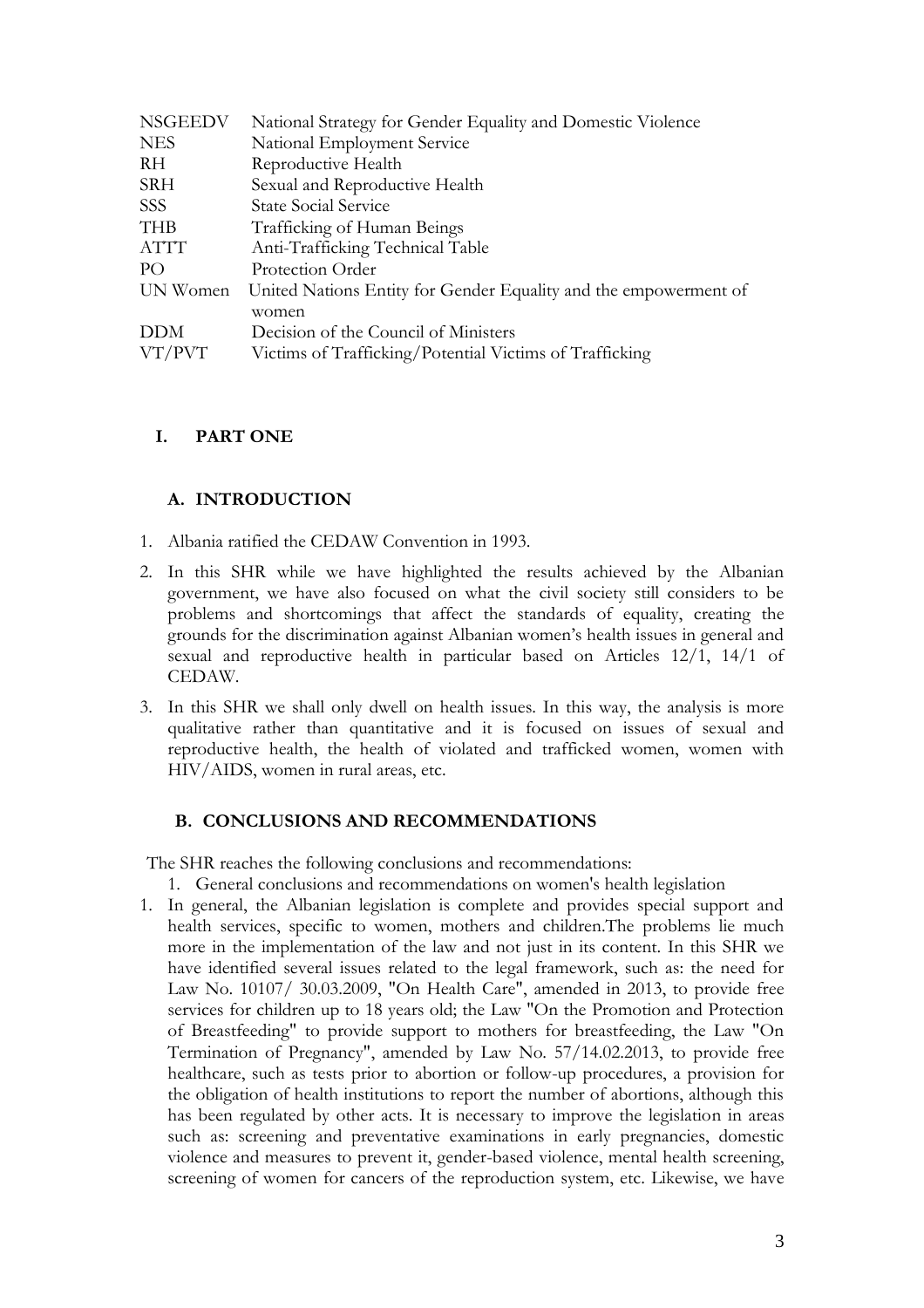| | |
|---|---|
| NSGEEDV | National Strategy for Gender Equality and Domestic Violence |
| NES | National Employment Service |
| RH | Reproductive Health |
| SRH | Sexual and Reproductive Health |
| SSS | State Social Service |
| THB | Trafficking of Human Beings |
| ATTT | Anti-Trafficking Technical Table |
| PO | Protection Order |
| UN Women | United Nations Entity for Gender Equality and the empowerment of women |
| DDM | Decision of the Council of Ministers |
| VT/PVT | Victims of Trafficking/Potential Victims of Trafficking |

# I. PART ONE

## A. INTRODUCTION

1. Albania ratified the CEDAW Convention in 1993.
2. In this SHR while we have highlighted the results achieved by the Albanian government, we have also focused on what the civil society still considers to be problems and shortcomings that affect the standards of equality, creating the grounds for the discrimination against Albanian women's health issues in general and sexual and reproductive health in particular based on Articles 12/1, 14/1 of CEDAW.
3. In this SHR we shall only dwell on health issues. In this way, the analysis is more qualitative rather than quantitative and it is focused on issues of sexual and reproductive health, the health of violated and trafficked women, women with HIV/AIDS, women in rural areas, etc.

## B. CONCLUSIONS AND RECOMMENDATIONS

The SHR reaches the following conclusions and recommendations:

1. General conclusions and recommendations on women's health legislation

1. In general, the Albanian legislation is complete and provides special support and health services, specific to women, mothers and children.The problems lie much more in the implementation of the law and not just in its content. In this SHR we have identified several issues related to the legal framework, such as: the need for Law No. 10107/ 30.03.2009, "On Health Care", amended in 2013, to provide free services for children up to 18 years old; the Law "On the Promotion and Protection of Breastfeeding" to provide support to mothers for breastfeeding, the Law "On Termination of Pregnancy", amended by Law No. 57/14.02.2013, to provide free healthcare, such as tests prior to abortion or follow-up procedures, a provision for the obligation of health institutions to report the number of abortions, although this has been regulated by other acts. It is necessary to improve the legislation in areas such as: screening and preventative examinations in early pregnancies, domestic violence and measures to prevent it, gender-based violence, mental health screening, screening of women for cancers of the reproduction system, etc. Likewise, we have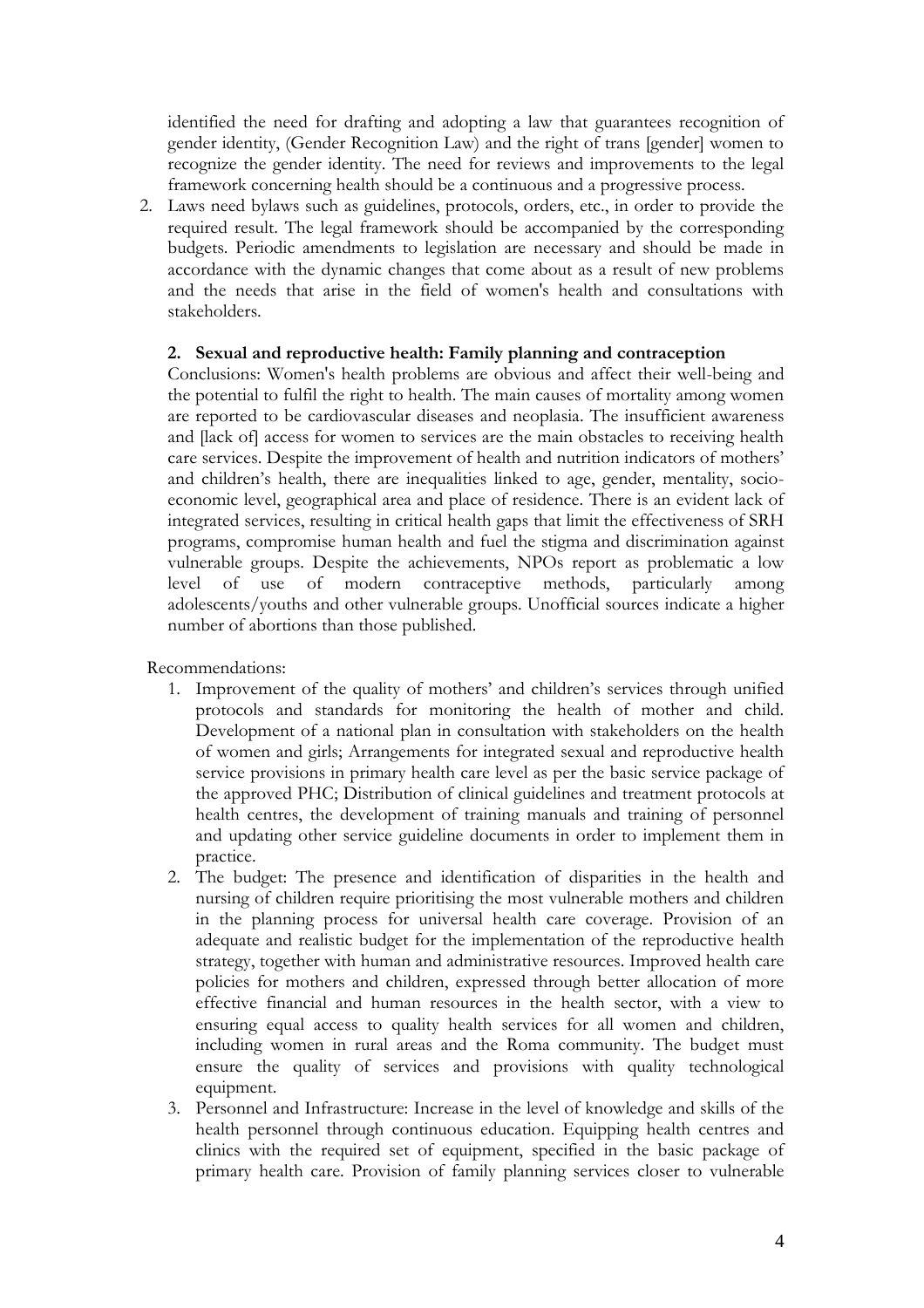identified the need for drafting and adopting a law that guarantees recognition of gender identity, (Gender Recognition Law) and the right of trans [gender] women to recognize the gender identity. The need for reviews and improvements to the legal framework concerning health should be a continuous and a progressive process.

2. Laws need bylaws such as guidelines, protocols, orders, etc., in order to provide the required result. The legal framework should be accompanied by the corresponding budgets. Periodic amendments to legislation are necessary and should be made in accordance with the dynamic changes that come about as a result of new problems and the needs that arise in the field of women's health and consultations with stakeholders.

**2. Sexual and reproductive health: Family planning and contraception**

Conclusions: Women's health problems are obvious and affect their well-being and the potential to fulfil the right to health. The main causes of mortality among women are reported to be cardiovascular diseases and neoplasia. The insufficient awareness and [lack of] access for women to services are the main obstacles to receiving health care services. Despite the improvement of health and nutrition indicators of mothers' and children's health, there are inequalities linked to age, gender, mentality, socio-economic level, geographical area and place of residence. There is an evident lack of integrated services, resulting in critical health gaps that limit the effectiveness of SRH programs, compromise human health and fuel the stigma and discrimination against vulnerable groups. Despite the achievements, NPOs report as problematic a low level of use of modern contraceptive methods, particularly among adolescents/youths and other vulnerable groups. Unofficial sources indicate a higher number of abortions than those published.

Recommendations:

1. Improvement of the quality of mothers' and children's services through unified protocols and standards for monitoring the health of mother and child. Development of a national plan in consultation with stakeholders on the health of women and girls; Arrangements for integrated sexual and reproductive health service provisions in primary health care level as per the basic service package of the approved PHC; Distribution of clinical guidelines and treatment protocols at health centres, the development of training manuals and training of personnel and updating other service guideline documents in order to implement them in practice.
2. The budget: The presence and identification of disparities in the health and nursing of children require prioritising the most vulnerable mothers and children in the planning process for universal health care coverage. Provision of an adequate and realistic budget for the implementation of the reproductive health strategy, together with human and administrative resources. Improved health care policies for mothers and children, expressed through better allocation of more effective financial and human resources in the health sector, with a view to ensuring equal access to quality health services for all women and children, including women in rural areas and the Roma community. The budget must ensure the quality of services and provisions with quality technological equipment.
3. Personnel and Infrastructure: Increase in the level of knowledge and skills of the health personnel through continuous education. Equipping health centres and clinics with the required set of equipment, specified in the basic package of primary health care. Provision of family planning services closer to vulnerable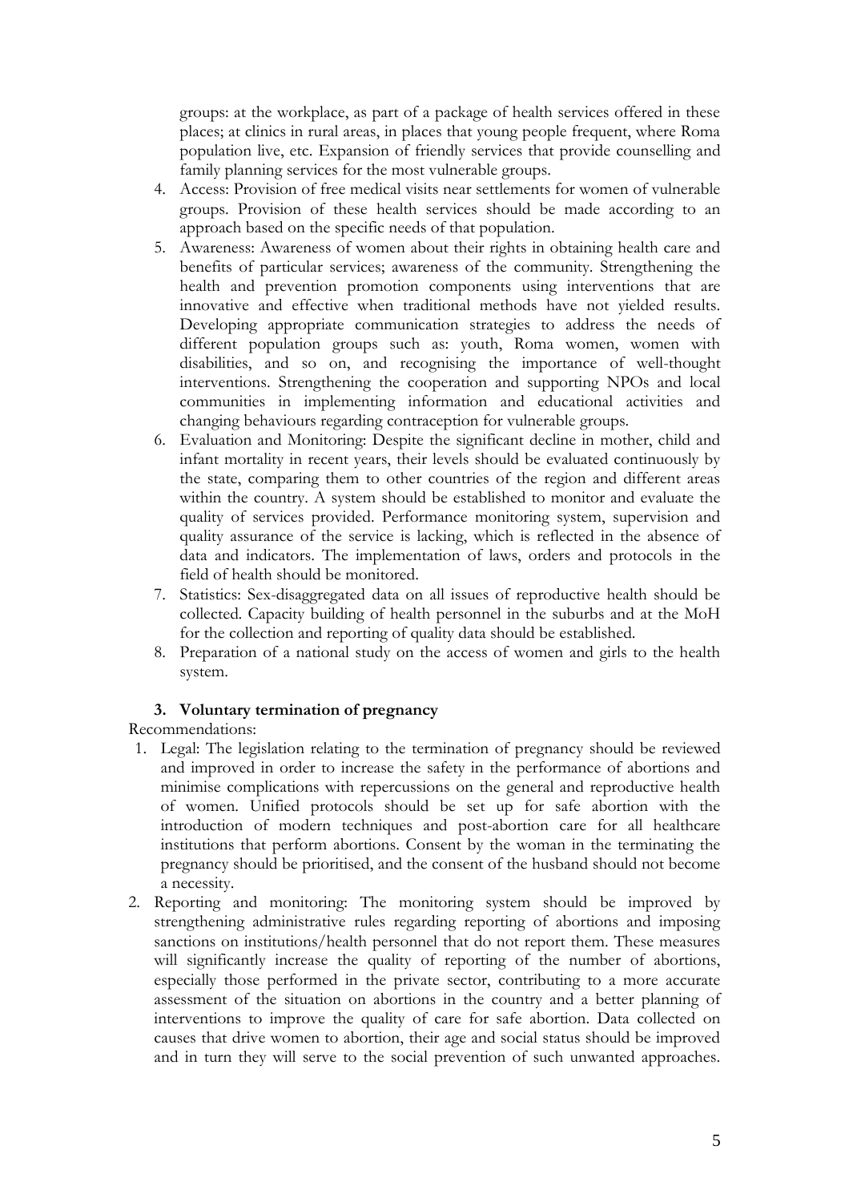groups: at the workplace, as part of a package of health services offered in these places; at clinics in rural areas, in places that young people frequent, where Roma population live, etc. Expansion of friendly services that provide counselling and family planning services for the most vulnerable groups.

4. Access: Provision of free medical visits near settlements for women of vulnerable groups. Provision of these health services should be made according to an approach based on the specific needs of that population.
5. Awareness: Awareness of women about their rights in obtaining health care and benefits of particular services; awareness of the community. Strengthening the health and prevention promotion components using interventions that are innovative and effective when traditional methods have not yielded results. Developing appropriate communication strategies to address the needs of different population groups such as: youth, Roma women, women with disabilities, and so on, and recognising the importance of well-thought interventions. Strengthening the cooperation and supporting NPOs and local communities in implementing information and educational activities and changing behaviours regarding contraception for vulnerable groups.
6. Evaluation and Monitoring: Despite the significant decline in mother, child and infant mortality in recent years, their levels should be evaluated continuously by the state, comparing them to other countries of the region and different areas within the country. A system should be established to monitor and evaluate the quality of services provided. Performance monitoring system, supervision and quality assurance of the service is lacking, which is reflected in the absence of data and indicators. The implementation of laws, orders and protocols in the field of health should be monitored.
7. Statistics: Sex-disaggregated data on all issues of reproductive health should be collected. Capacity building of health personnel in the suburbs and at the MoH for the collection and reporting of quality data should be established.
8. Preparation of a national study on the access of women and girls to the health system.

### 3. Voluntary termination of pregnancy

Recommendations:

1. Legal: The legislation relating to the termination of pregnancy should be reviewed and improved in order to increase the safety in the performance of abortions and minimise complications with repercussions on the general and reproductive health of women. Unified protocols should be set up for safe abortion with the introduction of modern techniques and post-abortion care for all healthcare institutions that perform abortions. Consent by the woman in the terminating the pregnancy should be prioritised, and the consent of the husband should not become a necessity.
2. Reporting and monitoring: The monitoring system should be improved by strengthening administrative rules regarding reporting of abortions and imposing sanctions on institutions/health personnel that do not report them. These measures will significantly increase the quality of reporting of the number of abortions, especially those performed in the private sector, contributing to a more accurate assessment of the situation on abortions in the country and a better planning of interventions to improve the quality of care for safe abortion. Data collected on causes that drive women to abortion, their age and social status should be improved and in turn they will serve to the social prevention of such unwanted approaches.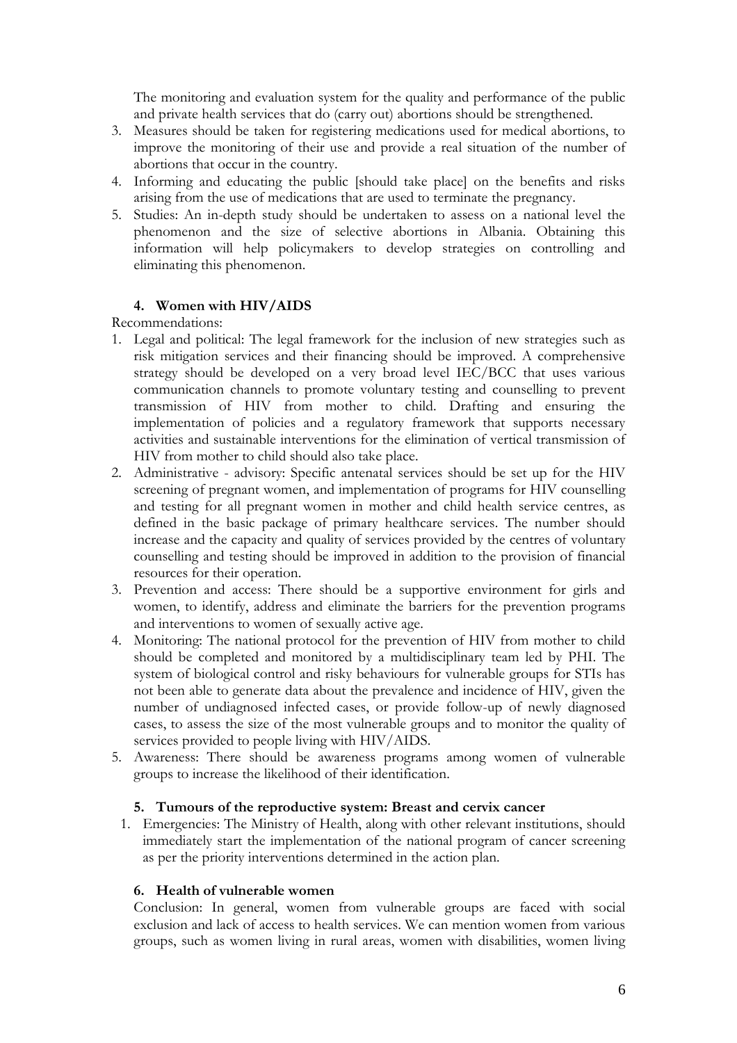The monitoring and evaluation system for the quality and performance of the public and private health services that do (carry out) abortions should be strengthened.

3. Measures should be taken for registering medications used for medical abortions, to improve the monitoring of their use and provide a real situation of the number of abortions that occur in the country.
4. Informing and educating the public [should take place] on the benefits and risks arising from the use of medications that are used to terminate the pregnancy.
5. Studies: An in-depth study should be undertaken to assess on a national level the phenomenon and the size of selective abortions in Albania. Obtaining this information will help policymakers to develop strategies on controlling and eliminating this phenomenon.

### 4. Women with HIV/AIDS

Recommendations:

1. Legal and political: The legal framework for the inclusion of new strategies such as risk mitigation services and their financing should be improved. A comprehensive strategy should be developed on a very broad level IEC/BCC that uses various communication channels to promote voluntary testing and counselling to prevent transmission of HIV from mother to child. Drafting and ensuring the implementation of policies and a regulatory framework that supports necessary activities and sustainable interventions for the elimination of vertical transmission of HIV from mother to child should also take place.
2. Administrative - advisory: Specific antenatal services should be set up for the HIV screening of pregnant women, and implementation of programs for HIV counselling and testing for all pregnant women in mother and child health service centres, as defined in the basic package of primary healthcare services. The number should increase and the capacity and quality of services provided by the centres of voluntary counselling and testing should be improved in addition to the provision of financial resources for their operation.
3. Prevention and access: There should be a supportive environment for girls and women, to identify, address and eliminate the barriers for the prevention programs and interventions to women of sexually active age.
4. Monitoring: The national protocol for the prevention of HIV from mother to child should be completed and monitored by a multidisciplinary team led by PHI. The system of biological control and risky behaviours for vulnerable groups for STIs has not been able to generate data about the prevalence and incidence of HIV, given the number of undiagnosed infected cases, or provide follow-up of newly diagnosed cases, to assess the size of the most vulnerable groups and to monitor the quality of services provided to people living with HIV/AIDS.
5. Awareness: There should be awareness programs among women of vulnerable groups to increase the likelihood of their identification.

### 5. Tumours of the reproductive system: Breast and cervix cancer

1. Emergencies: The Ministry of Health, along with other relevant institutions, should immediately start the implementation of the national program of cancer screening as per the priority interventions determined in the action plan.

### 6. Health of vulnerable women

Conclusion: In general, women from vulnerable groups are faced with social exclusion and lack of access to health services. We can mention women from various groups, such as women living in rural areas, women with disabilities, women living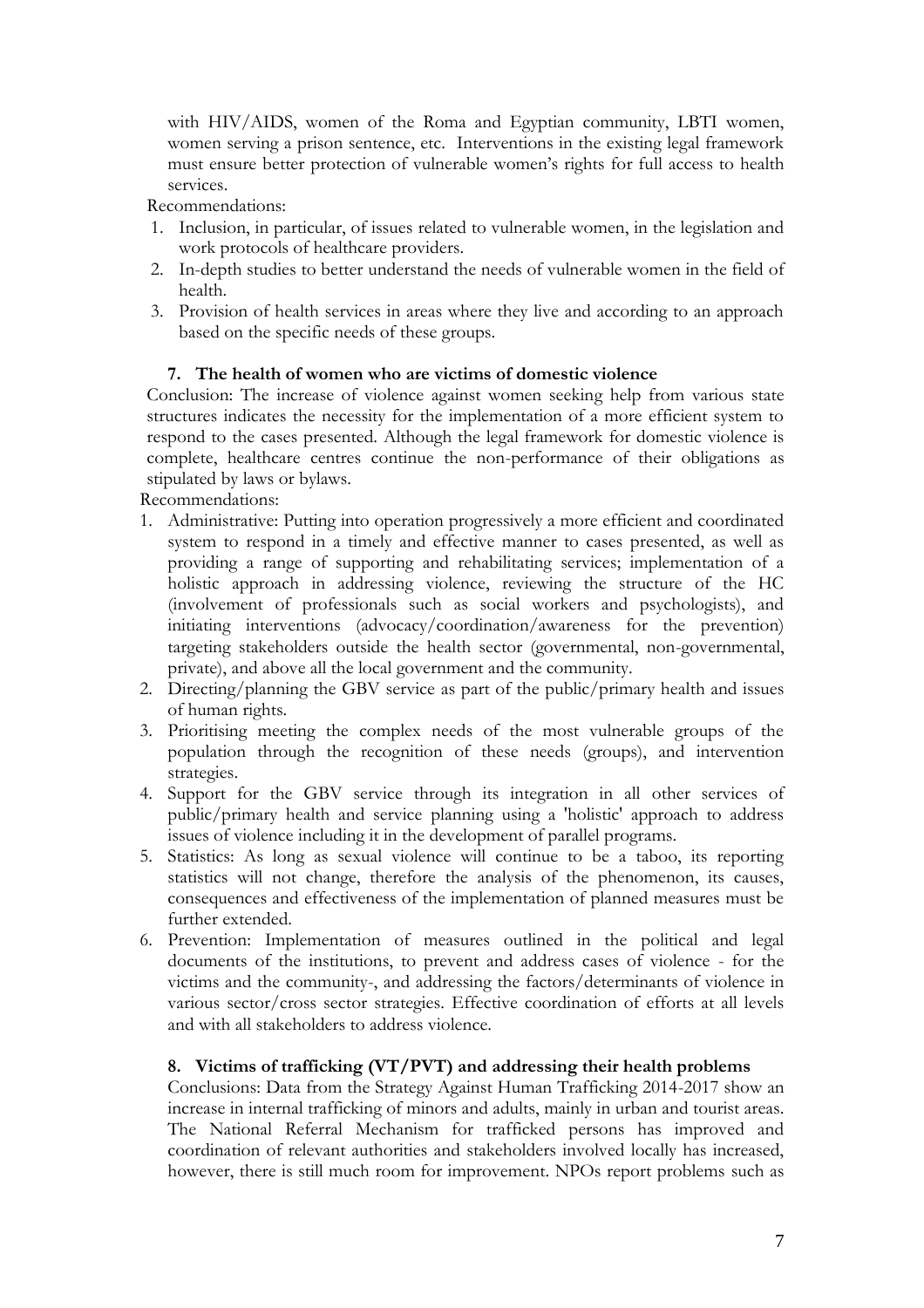with HIV/AIDS, women of the Roma and Egyptian community, LBTI women, women serving a prison sentence, etc. Interventions in the existing legal framework must ensure better protection of vulnerable women's rights for full access to health services.

Recommendations:

1. Inclusion, in particular, of issues related to vulnerable women, in the legislation and work protocols of healthcare providers.
2. In-depth studies to better understand the needs of vulnerable women in the field of health.
3. Provision of health services in areas where they live and according to an approach based on the specific needs of these groups.

### 7. The health of women who are victims of domestic violence

Conclusion: The increase of violence against women seeking help from various state structures indicates the necessity for the implementation of a more efficient system to respond to the cases presented. Although the legal framework for domestic violence is complete, healthcare centres continue the non-performance of their obligations as stipulated by laws or bylaws.

Recommendations:

1. Administrative: Putting into operation progressively a more efficient and coordinated system to respond in a timely and effective manner to cases presented, as well as providing a range of supporting and rehabilitating services; implementation of a holistic approach in addressing violence, reviewing the structure of the HC (involvement of professionals such as social workers and psychologists), and initiating interventions (advocacy/coordination/awareness for the prevention) targeting stakeholders outside the health sector (governmental, non-governmental, private), and above all the local government and the community.
2. Directing/planning the GBV service as part of the public/primary health and issues of human rights.
3. Prioritising meeting the complex needs of the most vulnerable groups of the population through the recognition of these needs (groups), and intervention strategies.
4. Support for the GBV service through its integration in all other services of public/primary health and service planning using a 'holistic' approach to address issues of violence including it in the development of parallel programs.
5. Statistics: As long as sexual violence will continue to be a taboo, its reporting statistics will not change, therefore the analysis of the phenomenon, its causes, consequences and effectiveness of the implementation of planned measures must be further extended.
6. Prevention: Implementation of measures outlined in the political and legal documents of the institutions, to prevent and address cases of violence - for the victims and the community-, and addressing the factors/determinants of violence in various sector/cross sector strategies. Effective coordination of efforts at all levels and with all stakeholders to address violence.

### 8. Victims of trafficking (VT/PVT) and addressing their health problems

Conclusions: Data from the Strategy Against Human Trafficking 2014-2017 show an increase in internal trafficking of minors and adults, mainly in urban and tourist areas. The National Referral Mechanism for trafficked persons has improved and coordination of relevant authorities and stakeholders involved locally has increased, however, there is still much room for improvement. NPOs report problems such as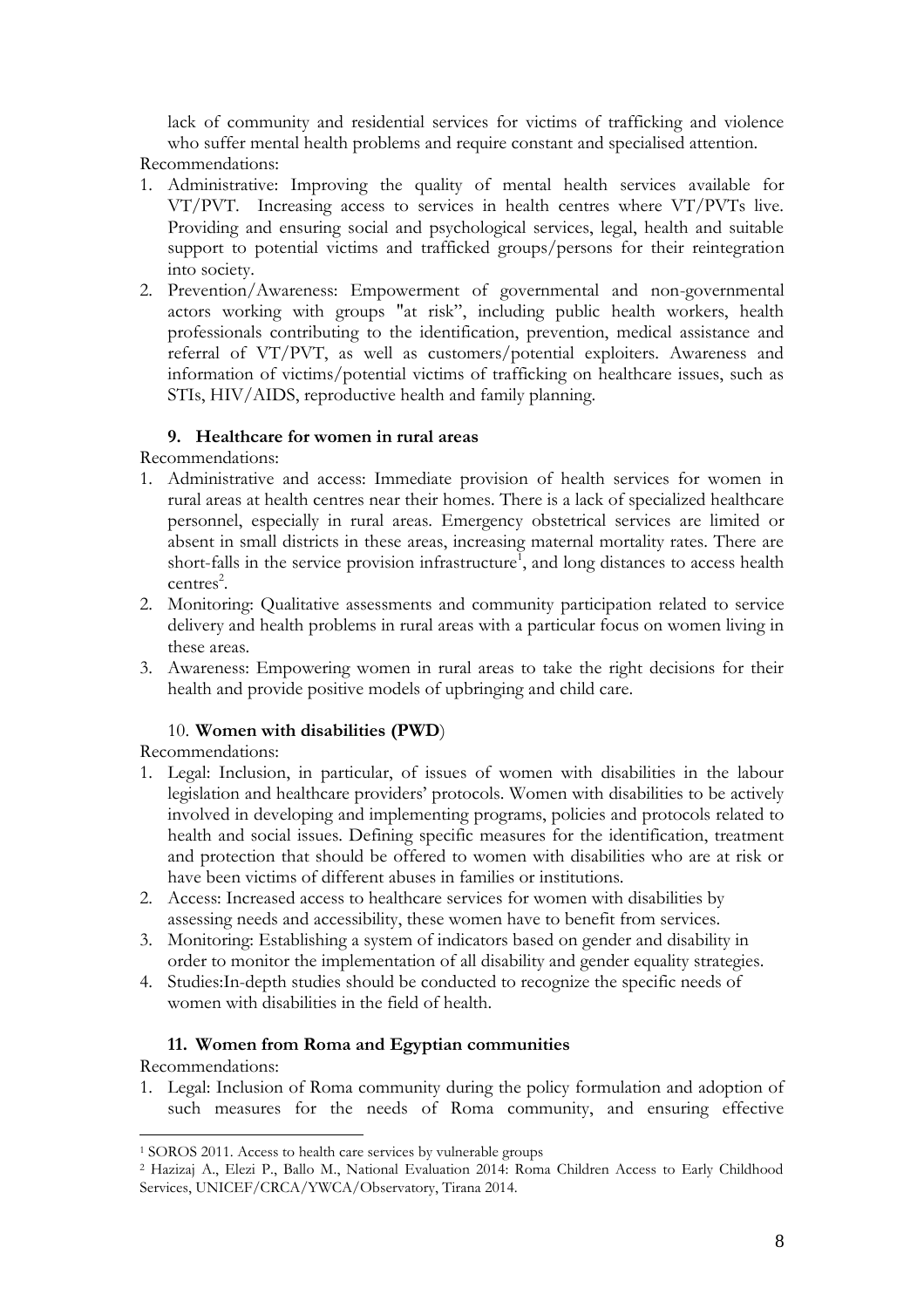lack of community and residential services for victims of trafficking and violence who suffer mental health problems and require constant and specialised attention.

Recommendations:

1. Administrative: Improving the quality of mental health services available for VT/PVT. Increasing access to services in health centres where VT/PVTs live. Providing and ensuring social and psychological services, legal, health and suitable support to potential victims and trafficked groups/persons for their reintegration into society.
2. Prevention/Awareness: Empowerment of governmental and non-governmental actors working with groups "at risk", including public health workers, health professionals contributing to the identification, prevention, medical assistance and referral of VT/PVT, as well as customers/potential exploiters. Awareness and information of victims/potential victims of trafficking on healthcare issues, such as STIs, HIV/AIDS, reproductive health and family planning.

### 9. Healthcare for women in rural areas

Recommendations:

1. Administrative and access: Immediate provision of health services for women in rural areas at health centres near their homes. There is a lack of specialized healthcare personnel, especially in rural areas. Emergency obstetrical services are limited or absent in small districts in these areas, increasing maternal mortality rates. There are short-falls in the service provision infrastructure[1], and long distances to access health centres[2].
2. Monitoring: Qualitative assessments and community participation related to service delivery and health problems in rural areas with a particular focus on women living in these areas.
3. Awareness: Empowering women in rural areas to take the right decisions for their health and provide positive models of upbringing and child care.

### 10. Women with disabilities (PWD)

Recommendations:

1. Legal: Inclusion, in particular, of issues of women with disabilities in the labour legislation and healthcare providers' protocols. Women with disabilities to be actively involved in developing and implementing programs, policies and protocols related to health and social issues. Defining specific measures for the identification, treatment and protection that should be offered to women with disabilities who are at risk or have been victims of different abuses in families or institutions.
2. Access: Increased access to healthcare services for women with disabilities by assessing needs and accessibility, these women have to benefit from services.
3. Monitoring: Establishing a system of indicators based on gender and disability in order to monitor the implementation of all disability and gender equality strategies.
4. Studies:In-depth studies should be conducted to recognize the specific needs of women with disabilities in the field of health.

### 11. Women from Roma and Egyptian communities

Recommendations:

1. Legal: Inclusion of Roma community during the policy formulation and adoption of such measures for the needs of Roma community, and ensuring effective

---

[1] SOROS 2011. Access to health care services by vulnerable groups

[2] Hazizaj A., Elezi P., Ballo M., National Evaluation 2014: Roma Children Access to Early Childhood Services, UNICEF/CRCA/YWCA/Observatory, Tirana 2014.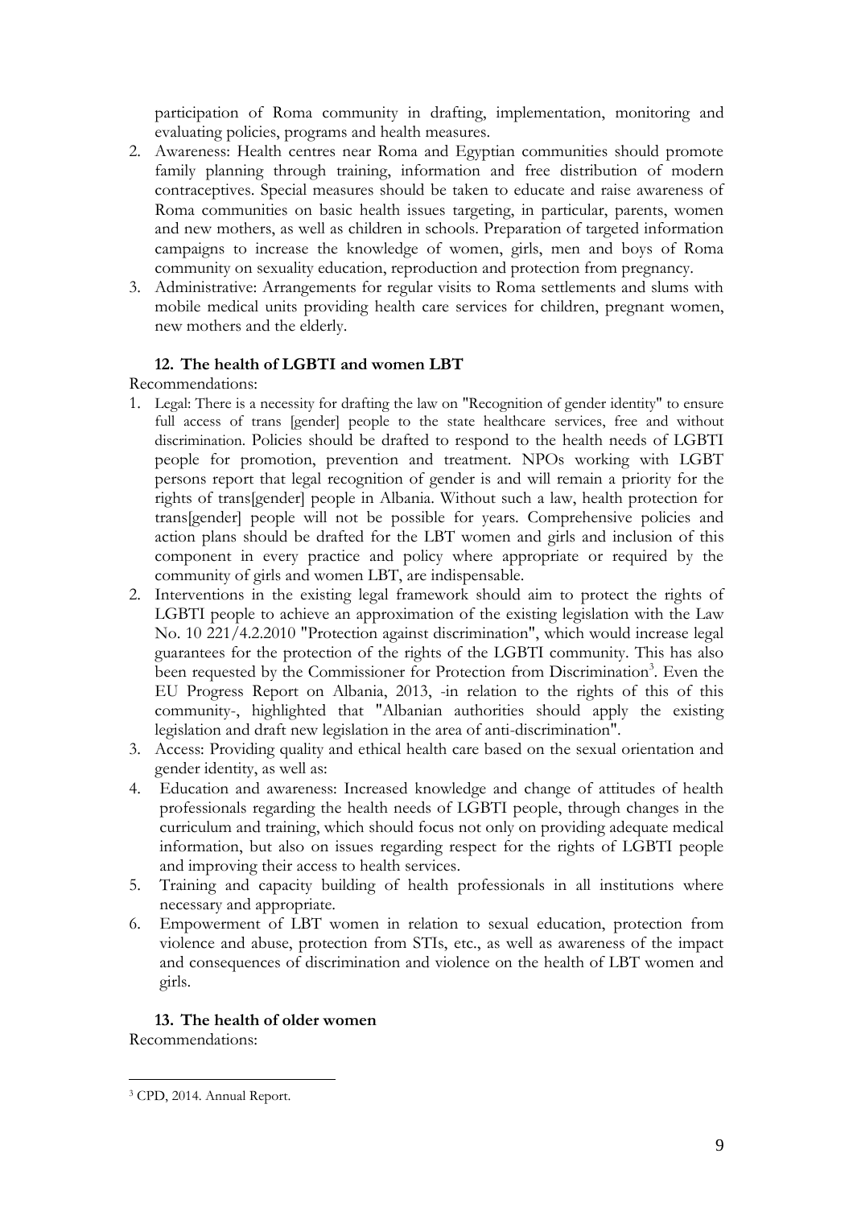participation of Roma community in drafting, implementation, monitoring and evaluating policies, programs and health measures.

2. Awareness: Health centres near Roma and Egyptian communities should promote family planning through training, information and free distribution of modern contraceptives. Special measures should be taken to educate and raise awareness of Roma communities on basic health issues targeting, in particular, parents, women and new mothers, as well as children in schools. Preparation of targeted information campaigns to increase the knowledge of women, girls, men and boys of Roma community on sexuality education, reproduction and protection from pregnancy.
3. Administrative: Arrangements for regular visits to Roma settlements and slums with mobile medical units providing health care services for children, pregnant women, new mothers and the elderly.

### 12. The health of LGBTI and women LBT

Recommendations:

1. Legal: There is a necessity for drafting the law on "Recognition of gender identity" to ensure full access of trans [gender] people to the state healthcare services, free and without discrimination. Policies should be drafted to respond to the health needs of LGBTI people for promotion, prevention and treatment. NPOs working with LGBT persons report that legal recognition of gender is and will remain a priority for the rights of trans[gender] people in Albania. Without such a law, health protection for trans[gender] people will not be possible for years. Comprehensive policies and action plans should be drafted for the LBT women and girls and inclusion of this component in every practice and policy where appropriate or required by the community of girls and women LBT, are indispensable.
2. Interventions in the existing legal framework should aim to protect the rights of LGBTI people to achieve an approximation of the existing legislation with the Law No. 10 221/4.2.2010 "Protection against discrimination", which would increase legal guarantees for the protection of the rights of the LGBTI community. This has also been requested by the Commissioner for Protection from Discrimination[3]. Even the EU Progress Report on Albania, 2013, -in relation to the rights of this of this community-, highlighted that "Albanian authorities should apply the existing legislation and draft new legislation in the area of anti-discrimination".
3. Access: Providing quality and ethical health care based on the sexual orientation and gender identity, as well as:
4. Education and awareness: Increased knowledge and change of attitudes of health professionals regarding the health needs of LGBTI people, through changes in the curriculum and training, which should focus not only on providing adequate medical information, but also on issues regarding respect for the rights of LGBTI people and improving their access to health services.
5. Training and capacity building of health professionals in all institutions where necessary and appropriate.
6. Empowerment of LBT women in relation to sexual education, protection from violence and abuse, protection from STIs, etc., as well as awareness of the impact and consequences of discrimination and violence on the health of LBT women and girls.

### 13. The health of older women

Recommendations:

---

[3] CPD, 2014. Annual Report.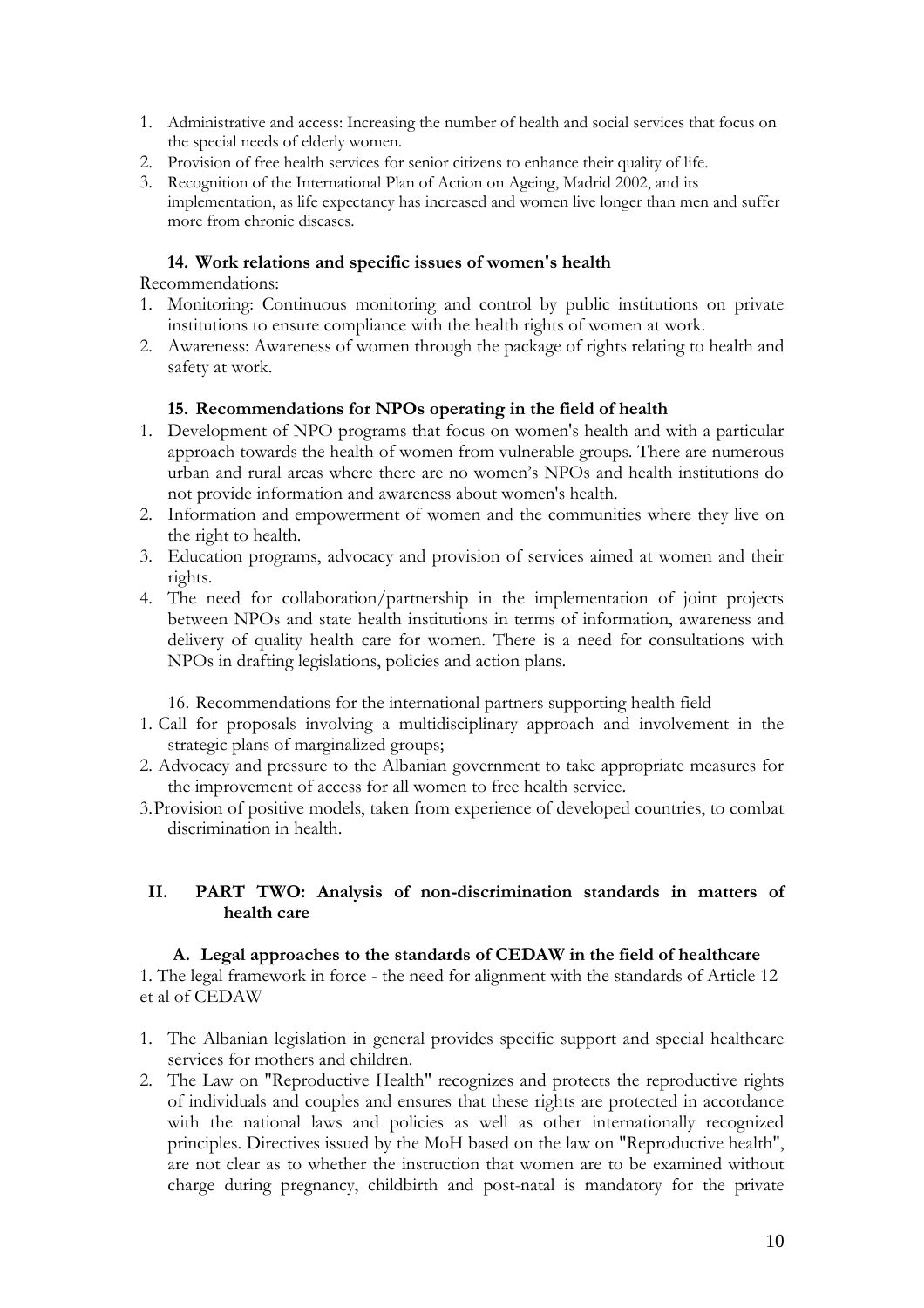1. Administrative and access: Increasing the number of health and social services that focus on the special needs of elderly women.
2. Provision of free health services for senior citizens to enhance their quality of life.
3. Recognition of the International Plan of Action on Ageing, Madrid 2002, and its implementation, as life expectancy has increased and women live longer than men and suffer more from chronic diseases.

### 14. Work relations and specific issues of women's health

Recommendations:

1. Monitoring: Continuous monitoring and control by public institutions on private institutions to ensure compliance with the health rights of women at work.
2. Awareness: Awareness of women through the package of rights relating to health and safety at work.

### 15. Recommendations for NPOs operating in the field of health

1. Development of NPO programs that focus on women's health and with a particular approach towards the health of women from vulnerable groups. There are numerous urban and rural areas where there are no women's NPOs and health institutions do not provide information and awareness about women's health.
2. Information and empowerment of women and the communities where they live on the right to health.
3. Education programs, advocacy and provision of services aimed at women and their rights.
4. The need for collaboration/partnership in the implementation of joint projects between NPOs and state health institutions in terms of information, awareness and delivery of quality health care for women. There is a need for consultations with NPOs in drafting legislations, policies and action plans.

16. Recommendations for the international partners supporting health field

1. Call for proposals involving a multidisciplinary approach and involvement in the strategic plans of marginalized groups;
2. Advocacy and pressure to the Albanian government to take appropriate measures for the improvement of access for all women to free health service.
3. Provision of positive models, taken from experience of developed countries, to combat discrimination in health.

## II. PART TWO: Analysis of non-discrimination standards in matters of health care

### A. Legal approaches to the standards of CEDAW in the field of healthcare

1. The legal framework in force - the need for alignment with the standards of Article 12 et al of CEDAW

1. The Albanian legislation in general provides specific support and special healthcare services for mothers and children.
2. The Law on "Reproductive Health" recognizes and protects the reproductive rights of individuals and couples and ensures that these rights are protected in accordance with the national laws and policies as well as other internationally recognized principles. Directives issued by the MoH based on the law on "Reproductive health", are not clear as to whether the instruction that women are to be examined without charge during pregnancy, childbirth and post-natal is mandatory for the private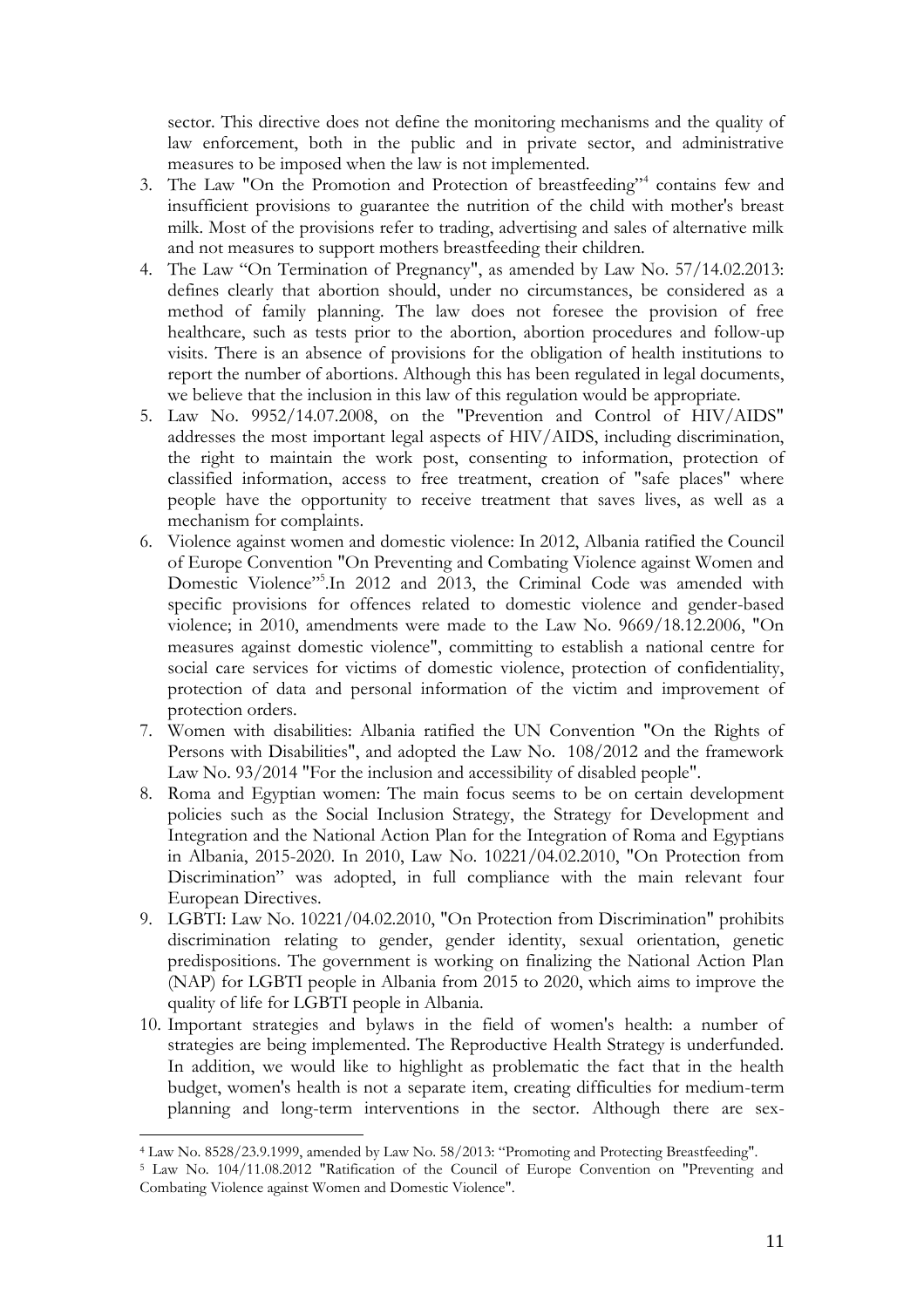sector. This directive does not define the monitoring mechanisms and the quality of law enforcement, both in the public and in private sector, and administrative measures to be imposed when the law is not implemented.

3. The Law "On the Promotion and Protection of breastfeeding"[4] contains few and insufficient provisions to guarantee the nutrition of the child with mother's breast milk. Most of the provisions refer to trading, advertising and sales of alternative milk and not measures to support mothers breastfeeding their children.
4. The Law "On Termination of Pregnancy", as amended by Law No. 57/14.02.2013: defines clearly that abortion should, under no circumstances, be considered as a method of family planning. The law does not foresee the provision of free healthcare, such as tests prior to the abortion, abortion procedures and follow-up visits. There is an absence of provisions for the obligation of health institutions to report the number of abortions. Although this has been regulated in legal documents, we believe that the inclusion in this law of this regulation would be appropriate.
5. Law No. 9952/14.07.2008, on the "Prevention and Control of HIV/AIDS" addresses the most important legal aspects of HIV/AIDS, including discrimination, the right to maintain the work post, consenting to information, protection of classified information, access to free treatment, creation of "safe places" where people have the opportunity to receive treatment that saves lives, as well as a mechanism for complaints.
6. Violence against women and domestic violence: In 2012, Albania ratified the Council of Europe Convention "On Preventing and Combating Violence against Women and Domestic Violence"[5].In 2012 and 2013, the Criminal Code was amended with specific provisions for offences related to domestic violence and gender-based violence; in 2010, amendments were made to the Law No. 9669/18.12.2006, "On measures against domestic violence", committing to establish a national centre for social care services for victims of domestic violence, protection of confidentiality, protection of data and personal information of the victim and improvement of protection orders.
7. Women with disabilities: Albania ratified the UN Convention "On the Rights of Persons with Disabilities", and adopted the Law No. 108/2012 and the framework Law No. 93/2014 "For the inclusion and accessibility of disabled people".
8. Roma and Egyptian women: The main focus seems to be on certain development policies such as the Social Inclusion Strategy, the Strategy for Development and Integration and the National Action Plan for the Integration of Roma and Egyptians in Albania, 2015-2020. In 2010, Law No. 10221/04.02.2010, "On Protection from Discrimination" was adopted, in full compliance with the main relevant four European Directives.
9. LGBTI: Law No. 10221/04.02.2010, "On Protection from Discrimination" prohibits discrimination relating to gender, gender identity, sexual orientation, genetic predispositions. The government is working on finalizing the National Action Plan (NAP) for LGBTI people in Albania from 2015 to 2020, which aims to improve the quality of life for LGBTI people in Albania.
10. Important strategies and bylaws in the field of women's health: a number of strategies are being implemented. The Reproductive Health Strategy is underfunded. In addition, we would like to highlight as problematic the fact that in the health budget, women's health is not a separate item, creating difficulties for medium-term planning and long-term interventions in the sector. Although there are sex-

---

[4] Law No. 8528/23.9.1999, amended by Law No. 58/2013: "Promoting and Protecting Breastfeeding".

[5] Law No. 104/11.08.2012 "Ratification of the Council of Europe Convention on "Preventing and Combating Violence against Women and Domestic Violence".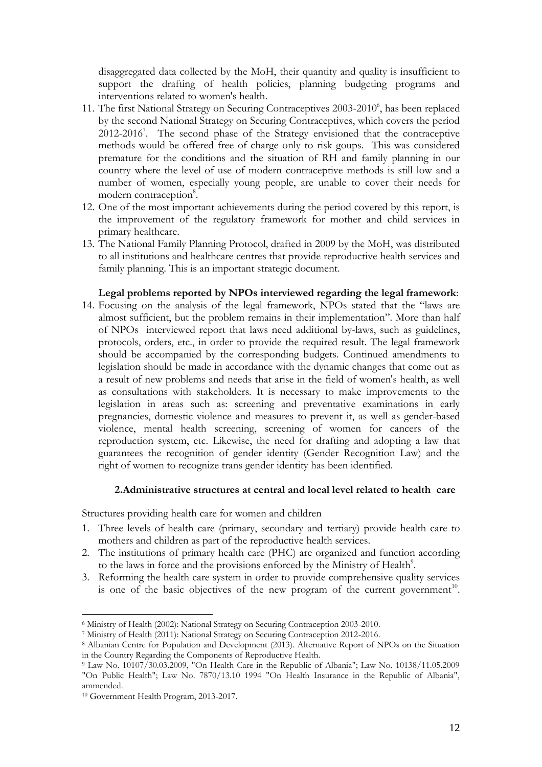disaggregated data collected by the MoH, their quantity and quality is insufficient to support the drafting of health policies, planning budgeting programs and interventions related to women's health.

11. The first National Strategy on Securing Contraceptives 2003-2010[6], has been replaced by the second National Strategy on Securing Contraceptives, which covers the period 2012-2016[7]. The second phase of the Strategy envisioned that the contraceptive methods would be offered free of charge only to risk goups. This was considered premature for the conditions and the situation of RH and family planning in our country where the level of use of modern contraceptive methods is still low and a number of women, especially young people, are unable to cover their needs for modern contraception[8].
12. One of the most important achievements during the period covered by this report, is the improvement of the regulatory framework for mother and child services in primary healthcare.
13. The National Family Planning Protocol, drafted in 2009 by the MoH, was distributed to all institutions and healthcare centres that provide reproductive health services and family planning. This is an important strategic document.

**Legal problems reported by NPOs interviewed regarding the legal framework**:

14. Focusing on the analysis of the legal framework, NPOs stated that the "laws are almost sufficient, but the problem remains in their implementation". More than half of NPOs interviewed report that laws need additional by-laws, such as guidelines, protocols, orders, etc., in order to provide the required result. The legal framework should be accompanied by the corresponding budgets. Continued amendments to legislation should be made in accordance with the dynamic changes that come out as a result of new problems and needs that arise in the field of women's health, as well as consultations with stakeholders. It is necessary to make improvements to the legislation in areas such as: screening and preventative examinations in early pregnancies, domestic violence and measures to prevent it, as well as gender-based violence, mental health screening, screening of women for cancers of the reproduction system, etc. Likewise, the need for drafting and adopting a law that guarantees the recognition of gender identity (Gender Recognition Law) and the right of women to recognize trans gender identity has been identified.

## 2.Administrative structures at central and local level related to health care

Structures providing health care for women and children

1. Three levels of health care (primary, secondary and tertiary) provide health care to mothers and children as part of the reproductive health services.
2. The institutions of primary health care (PHC) are organized and function according to the laws in force and the provisions enforced by the Ministry of Health[9].
3. Reforming the health care system in order to provide comprehensive quality services is one of the basic objectives of the new program of the current government[10].

---

[6] Ministry of Health (2002): National Strategy on Securing Contraception 2003-2010.

[7] Ministry of Health (2011): National Strategy on Securing Contraception 2012-2016.

[8] Albanian Centre for Population and Development (2013). Alternative Report of NPOs on the Situation in the Country Regarding the Components of Reproductive Health.

[9] Law No. 10107/30.03.2009, "On Health Care in the Republic of Albania"; Law No. 10138/11.05.2009 "On Public Health"; Law No. 7870/13.10 1994 "On Health Insurance in the Republic of Albania", ammended.

[10] Government Health Program, 2013-2017.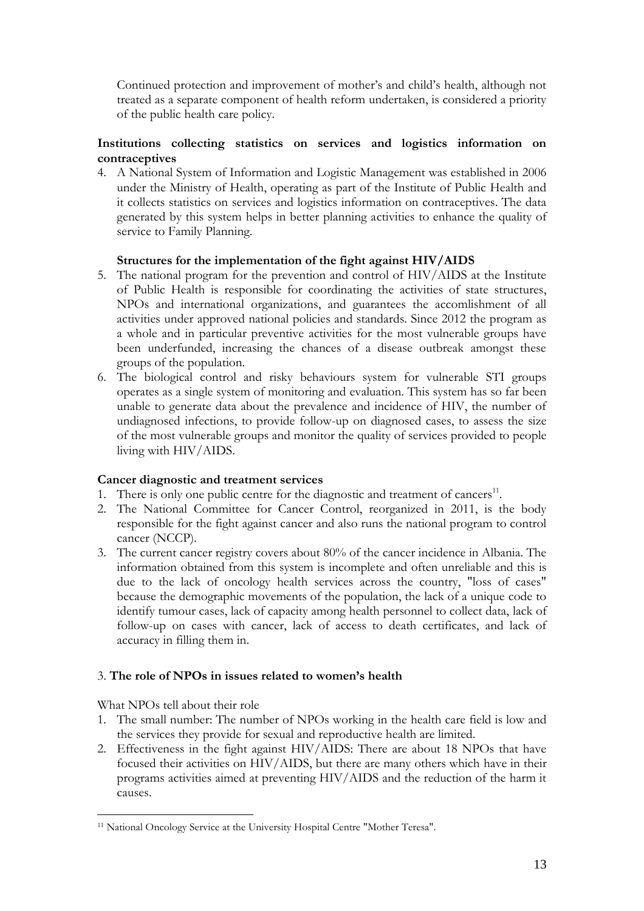Continued protection and improvement of mother's and child's health, although not treated as a separate component of health reform undertaken, is considered a priority of the public health care policy.

**Institutions collecting statistics on services and logistics information on contraceptives**

4. A National System of Information and Logistic Management was established in 2006 under the Ministry of Health, operating as part of the Institute of Public Health and it collects statistics on services and logistics information on contraceptives. The data generated by this system helps in better planning activities to enhance the quality of service to Family Planning.

**Structures for the implementation of the fight against HIV/AIDS**

5. The national program for the prevention and control of HIV/AIDS at the Institute of Public Health is responsible for coordinating the activities of state structures, NPOs and international organizations, and guarantees the accomlishment of all activities under approved national policies and standards. Since 2012 the program as a whole and in particular preventive activities for the most vulnerable groups have been underfunded, increasing the chances of a disease outbreak amongst these groups of the population.
6. The biological control and risky behaviours system for vulnerable STI groups operates as a single system of monitoring and evaluation. This system has so far been unable to generate data about the prevalence and incidence of HIV, the number of undiagnosed infections, to provide follow-up on diagnosed cases, to assess the size of the most vulnerable groups and monitor the quality of services provided to people living with HIV/AIDS.

**Cancer diagnostic and treatment services**

1. There is only one public centre for the diagnostic and treatment of cancers[11].
2. The National Committee for Cancer Control, reorganized in 2011, is the body responsible for the fight against cancer and also runs the national program to control cancer (NCCP).
3. The current cancer registry covers about 80% of the cancer incidence in Albania. The information obtained from this system is incomplete and often unreliable and this is due to the lack of oncology health services across the country, "loss of cases" because the demographic movements of the population, the lack of a unique code to identify tumour cases, lack of capacity among health personnel to collect data, lack of follow-up on cases with cancer, lack of access to death certificates, and lack of accuracy in filling them in.

## 3. **The role of NPOs in issues related to women's health**

What NPOs tell about their role

1. The small number: The number of NPOs working in the health care field is low and the services they provide for sexual and reproductive health are limited.
2. Effectiveness in the fight against HIV/AIDS: There are about 18 NPOs that have focused their activities on HIV/AIDS, but there are many others which have in their programs activities aimed at preventing HIV/AIDS and the reduction of the harm it causes.

---

[11] National Oncology Service at the University Hospital Centre "Mother Teresa".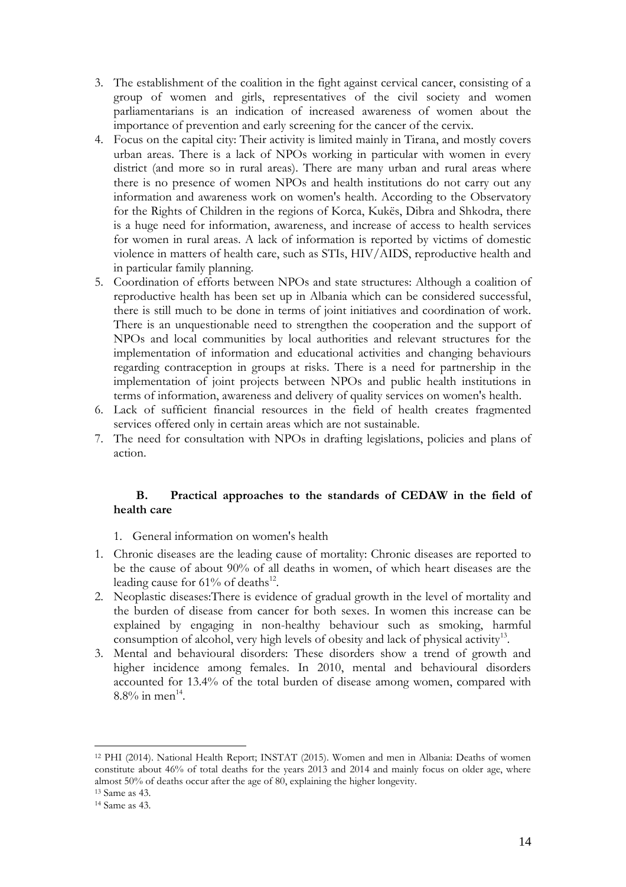3. The establishment of the coalition in the fight against cervical cancer, consisting of a group of women and girls, representatives of the civil society and women parliamentarians is an indication of increased awareness of women about the importance of prevention and early screening for the cancer of the cervix.
4. Focus on the capital city: Their activity is limited mainly in Tirana, and mostly covers urban areas. There is a lack of NPOs working in particular with women in every district (and more so in rural areas). There are many urban and rural areas where there is no presence of women NPOs and health institutions do not carry out any information and awareness work on women's health. According to the Observatory for the Rights of Children in the regions of Korca, Kukës, Dibra and Shkodra, there is a huge need for information, awareness, and increase of access to health services for women in rural areas. A lack of information is reported by victims of domestic violence in matters of health care, such as STIs, HIV/AIDS, reproductive health and in particular family planning.
5. Coordination of efforts between NPOs and state structures: Although a coalition of reproductive health has been set up in Albania which can be considered successful, there is still much to be done in terms of joint initiatives and coordination of work. There is an unquestionable need to strengthen the cooperation and the support of NPOs and local communities by local authorities and relevant structures for the implementation of information and educational activities and changing behaviours regarding contraception in groups at risks. There is a need for partnership in the implementation of joint projects between NPOs and public health institutions in terms of information, awareness and delivery of quality services on women's health.
6. Lack of sufficient financial resources in the field of health creates fragmented services offered only in certain areas which are not sustainable.
7. The need for consultation with NPOs in drafting legislations, policies and plans of action.

### B. Practical approaches to the standards of CEDAW in the field of health care

1. General information on women's health

1. Chronic diseases are the leading cause of mortality: Chronic diseases are reported to be the cause of about 90% of all deaths in women, of which heart diseases are the leading cause for 61% of deaths[12].
2. Neoplastic diseases:There is evidence of gradual growth in the level of mortality and the burden of disease from cancer for both sexes. In women this increase can be explained by engaging in non-healthy behaviour such as smoking, harmful consumption of alcohol, very high levels of obesity and lack of physical activity[13].
3. Mental and behavioural disorders: These disorders show a trend of growth and higher incidence among females. In 2010, mental and behavioural disorders accounted for 13.4% of the total burden of disease among women, compared with 8.8% in men[14].

---

[12] PHI (2014). National Health Report; INSTAT (2015). Women and men in Albania: Deaths of women constitute about 46% of total deaths for the years 2013 and 2014 and mainly focus on older age, where almost 50% of deaths occur after the age of 80, explaining the higher longevity.

[13] Same as 43.

[14] Same as 43.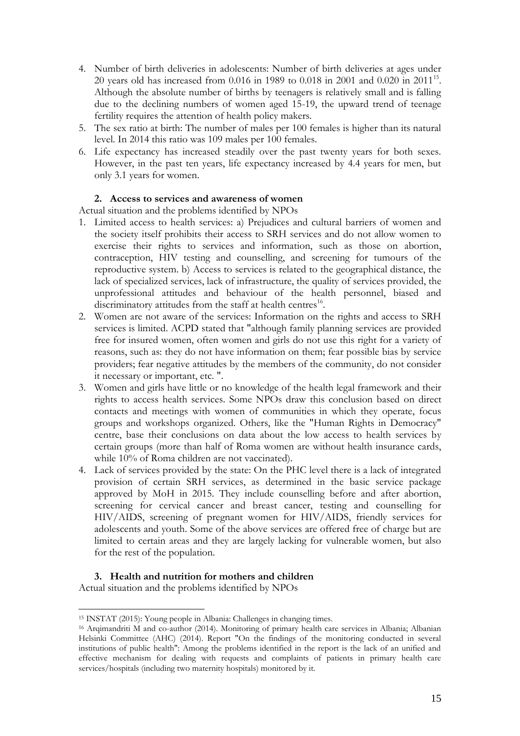4. Number of birth deliveries in adolescents: Number of birth deliveries at ages under 20 years old has increased from 0.016 in 1989 to 0.018 in 2001 and 0.020 in 2011[15]. Although the absolute number of births by teenagers is relatively small and is falling due to the declining numbers of women aged 15-19, the upward trend of teenage fertility requires the attention of health policy makers.
5. The sex ratio at birth: The number of males per 100 females is higher than its natural level. In 2014 this ratio was 109 males per 100 females.
6. Life expectancy has increased steadily over the past twenty years for both sexes. However, in the past ten years, life expectancy increased by 4.4 years for men, but only 3.1 years for women.

### 2. Access to services and awareness of women

Actual situation and the problems identified by NPOs

1. Limited access to health services: a) Prejudices and cultural barriers of women and the society itself prohibits their access to SRH services and do not allow women to exercise their rights to services and information, such as those on abortion, contraception, HIV testing and counselling, and screening for tumours of the reproductive system. b) Access to services is related to the geographical distance, the lack of specialized services, lack of infrastructure, the quality of services provided, the unprofessional attitudes and behaviour of the health personnel, biased and discriminatory attitudes from the staff at health centres[16].
2. Women are not aware of the services: Information on the rights and access to SRH services is limited. ACPD stated that "although family planning services are provided free for insured women, often women and girls do not use this right for a variety of reasons, such as: they do not have information on them; fear possible bias by service providers; fear negative attitudes by the members of the community, do not consider it necessary or important, etc. ".
3. Women and girls have little or no knowledge of the health legal framework and their rights to access health services. Some NPOs draw this conclusion based on direct contacts and meetings with women of communities in which they operate, focus groups and workshops organized. Others, like the "Human Rights in Democracy" centre, base their conclusions on data about the low access to health services by certain groups (more than half of Roma women are without health insurance cards, while 10% of Roma children are not vaccinated).
4. Lack of services provided by the state: On the PHC level there is a lack of integrated provision of certain SRH services, as determined in the basic service package approved by MoH in 2015. They include counselling before and after abortion, screening for cervical cancer and breast cancer, testing and counselling for HIV/AIDS, screening of pregnant women for HIV/AIDS, friendly services for adolescents and youth. Some of the above services are offered free of charge but are limited to certain areas and they are largely lacking for vulnerable women, but also for the rest of the population.

### 3. Health and nutrition for mothers and children

Actual situation and the problems identified by NPOs

---

[15] INSTAT (2015): Young people in Albania: Challenges in changing times.

[16] Arqimandriti M and co-author (2014). Monitoring of primary health care services in Albania; Albanian Helsinki Committee (AHC) (2014). Report "On the findings of the monitoring conducted in several institutions of public health": Among the problems identified in the report is the lack of an unified and effective mechanism for dealing with requests and complaints of patients in primary health care services/hospitals (including two maternity hospitals) monitored by it.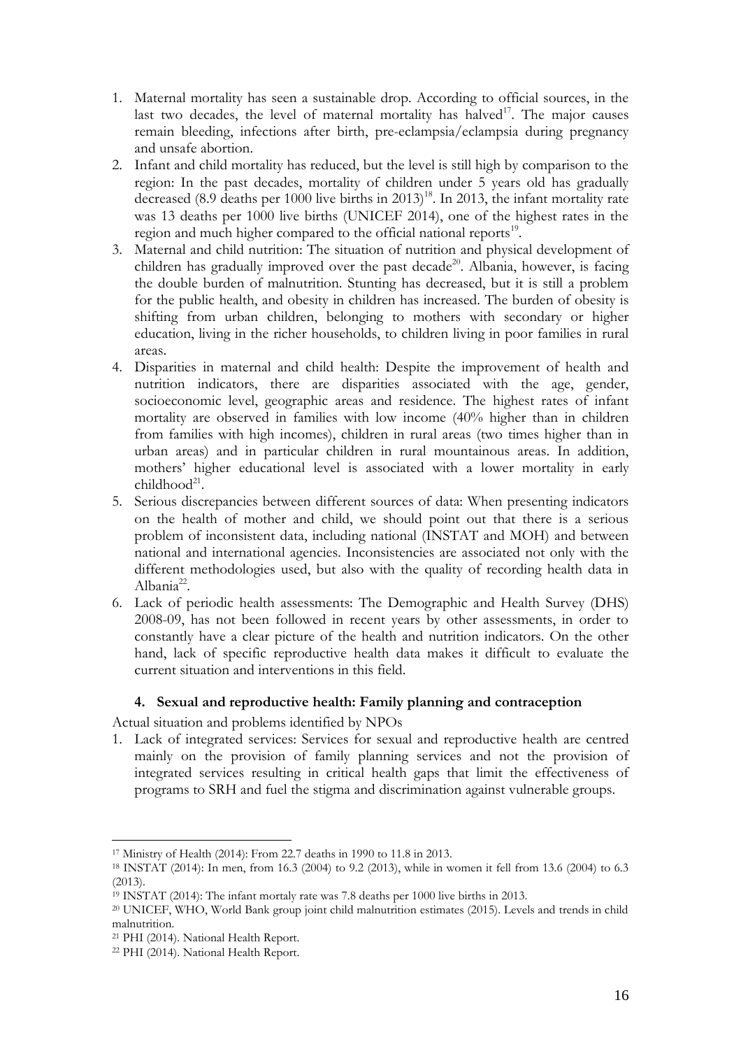1. Maternal mortality has seen a sustainable drop. According to official sources, in the last two decades, the level of maternal mortality has halved[17]. The major causes remain bleeding, infections after birth, pre-eclampsia/eclampsia during pregnancy and unsafe abortion.
2. Infant and child mortality has reduced, but the level is still high by comparison to the region: In the past decades, mortality of children under 5 years old has gradually decreased (8.9 deaths per 1000 live births in 2013)[18]. In 2013, the infant mortality rate was 13 deaths per 1000 live births (UNICEF 2014), one of the highest rates in the region and much higher compared to the official national reports[19].
3. Maternal and child nutrition: The situation of nutrition and physical development of children has gradually improved over the past decade[20]. Albania, however, is facing the double burden of malnutrition. Stunting has decreased, but it is still a problem for the public health, and obesity in children has increased. The burden of obesity is shifting from urban children, belonging to mothers with secondary or higher education, living in the richer households, to children living in poor families in rural areas.
4. Disparities in maternal and child health: Despite the improvement of health and nutrition indicators, there are disparities associated with the age, gender, socioeconomic level, geographic areas and residence. The highest rates of infant mortality are observed in families with low income (40% higher than in children from families with high incomes), children in rural areas (two times higher than in urban areas) and in particular children in rural mountainous areas. In addition, mothers' higher educational level is associated with a lower mortality in early childhood[21].
5. Serious discrepancies between different sources of data: When presenting indicators on the health of mother and child, we should point out that there is a serious problem of inconsistent data, including national (INSTAT and MOH) and between national and international agencies. Inconsistencies are associated not only with the different methodologies used, but also with the quality of recording health data in Albania[22].
6. Lack of periodic health assessments: The Demographic and Health Survey (DHS) 2008-09, has not been followed in recent years by other assessments, in order to constantly have a clear picture of the health and nutrition indicators. On the other hand, lack of specific reproductive health data makes it difficult to evaluate the current situation and interventions in this field.

## 4. Sexual and reproductive health: Family planning and contraception

Actual situation and problems identified by NPOs

1. Lack of integrated services: Services for sexual and reproductive health are centred mainly on the provision of family planning services and not the provision of integrated services resulting in critical health gaps that limit the effectiveness of programs to SRH and fuel the stigma and discrimination against vulnerable groups.

---

[17] Ministry of Health (2014): From 22.7 deaths in 1990 to 11.8 in 2013.

[18] INSTAT (2014): In men, from 16.3 (2004) to 9.2 (2013), while in women it fell from 13.6 (2004) to 6.3 (2013).

[19] INSTAT (2014): The infant mortaly rate was 7.8 deaths per 1000 live births in 2013.

[20] UNICEF, WHO, World Bank group joint child malnutrition estimates (2015). Levels and trends in child malnutrition.

[21] PHI (2014). National Health Report.

[22] PHI (2014). National Health Report.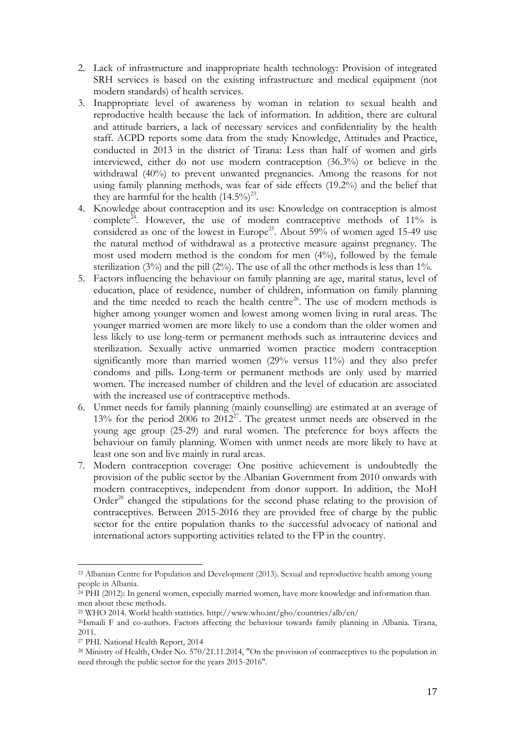2. Lack of infrastructure and inappropriate health technology: Provision of integrated SRH services is based on the existing infrastructure and medical equipment (not modern standards) of health services.
3. Inappropriate level of awareness by woman in relation to sexual health and reproductive health because the lack of information. In addition, there are cultural and attitude barriers, a lack of necessary services and confidentiality by the health staff. ACPD reports some data from the study Knowledge, Attitudes and Practice, conducted in 2013 in the district of Tirana: Less than half of women and girls interviewed, either do not use modern contraception (36.3%) or believe in the withdrawal (40%) to prevent unwanted pregnancies. Among the reasons for not using family planning methods, was fear of side effects (19.2%) and the belief that they are harmful for the health (14.5%)[23].
4. Knowledge about contraception and its use: Knowledge on contraception is almost complete[24]. However, the use of modern contraceptive methods of 11% is considered as one of the lowest in Europe[25]. About 59% of women aged 15-49 use the natural method of withdrawal as a protective measure against pregnancy. The most used modern method is the condom for men (4%), followed by the female sterilization (3%) and the pill (2%). The use of all the other methods is less than 1%.
5. Factors influencing the behaviour on family planning are age, marital status, level of education, place of residence, number of children, information on family planning and the time needed to reach the health centre[26]. The use of modern methods is higher among younger women and lowest among women living in rural areas. The younger married women are more likely to use a condom than the older women and less likely to use long-term or permanent methods such as intrauterine devices and sterilization. Sexually active unmarried women practice modern contraception significantly more than married women (29% versus 11%) and they also prefer condoms and pills. Long-term or permanent methods are only used by married women. The increased number of children and the level of education are associated with the increased use of contraceptive methods.
6. Unmet needs for family planning (mainly counselling) are estimated at an average of 13% for the period 2006 to 2012[27]. The greatest unmet needs are observed in the young age group (25-29) and rural women. The preference for boys affects the behaviour on family planning. Women with unmet needs are more likely to have at least one son and live mainly in rural areas.
7. Modern contraception coverage: One positive achievement is undoubtedly the provision of the public sector by the Albanian Government from 2010 onwards with modern contraceptives, independent from donor support. In addition, the MoH Order[28] changed the stipulations for the second phase relating to the provision of contraceptives. Between 2015-2016 they are provided free of charge by the public sector for the entire population thanks to the successful advocacy of national and international actors supporting activities related to the FP in the country.

---

[23] Albanian Centre for Population and Development (2013). Sexual and reproductive health among young people in Albania.

[24] PHI (2012): In general women, especially married women, have more knowledge and information than men about these methods.

[25] WHO 2014. World health statistics. http://www.who.int/gho/countries/alb/en/

[26] Ismaili F and co-authors. Factors affecting the behaviour towards family planning in Albania. Tirana, 2011.

[27] PHI. National Health Report, 2014

[28] Ministry of Health, Order No. 570/21.11.2014, "On the provision of contraceptives to the population in need through the public sector for the years 2015-2016".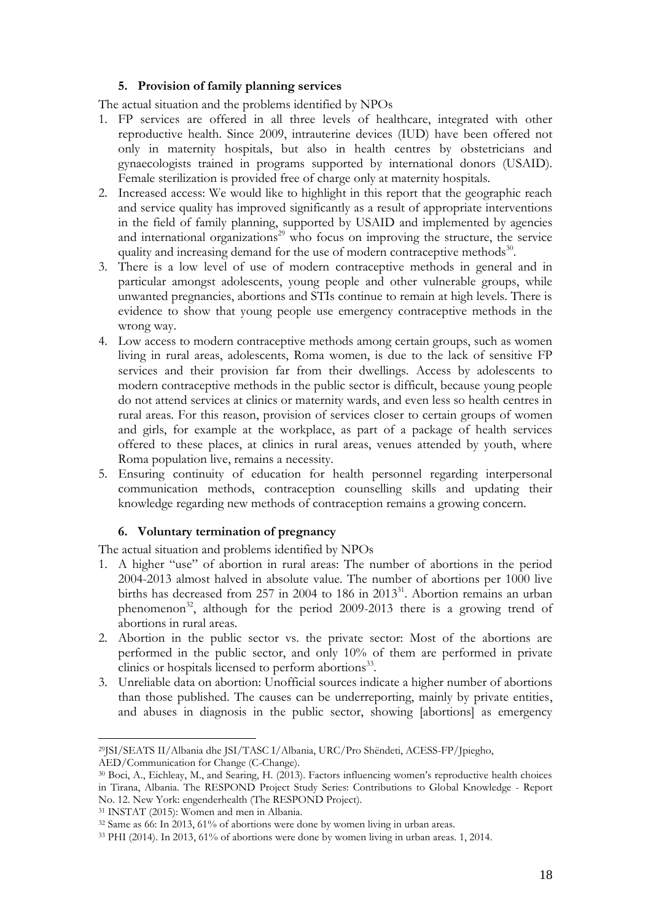### 5. Provision of family planning services

The actual situation and the problems identified by NPOs

1. FP services are offered in all three levels of healthcare, integrated with other reproductive health. Since 2009, intrauterine devices (IUD) have been offered not only in maternity hospitals, but also in health centres by obstetricians and gynaecologists trained in programs supported by international donors (USAID). Female sterilization is provided free of charge only at maternity hospitals.
2. Increased access: We would like to highlight in this report that the geographic reach and service quality has improved significantly as a result of appropriate interventions in the field of family planning, supported by USAID and implemented by agencies and international organizations[29] who focus on improving the structure, the service quality and increasing demand for the use of modern contraceptive methods[30].
3. There is a low level of use of modern contraceptive methods in general and in particular amongst adolescents, young people and other vulnerable groups, while unwanted pregnancies, abortions and STIs continue to remain at high levels. There is evidence to show that young people use emergency contraceptive methods in the wrong way.
4. Low access to modern contraceptive methods among certain groups, such as women living in rural areas, adolescents, Roma women, is due to the lack of sensitive FP services and their provision far from their dwellings. Access by adolescents to modern contraceptive methods in the public sector is difficult, because young people do not attend services at clinics or maternity wards, and even less so health centres in rural areas. For this reason, provision of services closer to certain groups of women and girls, for example at the workplace, as part of a package of health services offered to these places, at clinics in rural areas, venues attended by youth, where Roma population live, remains a necessity.
5. Ensuring continuity of education for health personnel regarding interpersonal communication methods, contraception counselling skills and updating their knowledge regarding new methods of contraception remains a growing concern.

### 6. Voluntary termination of pregnancy

The actual situation and problems identified by NPOs

1. A higher "use" of abortion in rural areas: The number of abortions in the period 2004-2013 almost halved in absolute value. The number of abortions per 1000 live births has decreased from 257 in 2004 to 186 in 2013[31]. Abortion remains an urban phenomenon[32], although for the period 2009-2013 there is a growing trend of abortions in rural areas.
2. Abortion in the public sector vs. the private sector: Most of the abortions are performed in the public sector, and only 10% of them are performed in private clinics or hospitals licensed to perform abortions[33].
3. Unreliable data on abortion: Unofficial sources indicate a higher number of abortions than those published. The causes can be underreporting, mainly by private entities, and abuses in diagnosis in the public sector, showing [abortions] as emergency

---

[29] JSI/SEATS II/Albania dhe JSI/TASC I/Albania, URC/Pro Shëndeti, ACESS-FP/Jpiegho, AED/Communication for Change (C-Change).

[30] Boci, A., Eichleay, M., and Searing, H. (2013). Factors influencing women's reproductive health choices in Tirana, Albania. The RESPOND Project Study Series: Contributions to Global Knowledge - Report No. 12. New York: engenderhealth (The RESPOND Project).

[31] INSTAT (2015): Women and men in Albania.

[32] Same as 66: In 2013, 61% of abortions were done by women living in urban areas.

[33] PHI (2014). In 2013, 61% of abortions were done by women living in urban areas. 1, 2014.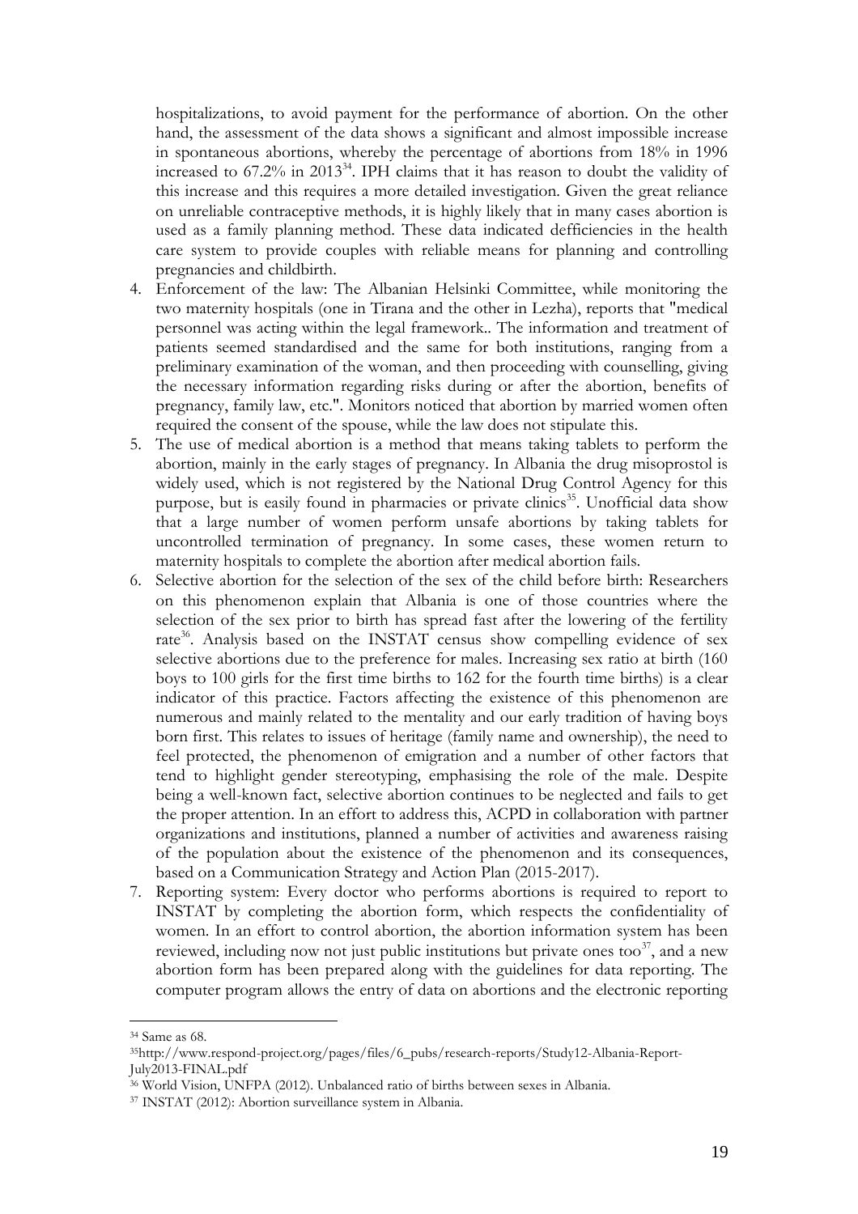hospitalizations, to avoid payment for the performance of abortion. On the other hand, the assessment of the data shows a significant and almost impossible increase in spontaneous abortions, whereby the percentage of abortions from 18% in 1996 increased to 67.2% in 2013[34]. IPH claims that it has reason to doubt the validity of this increase and this requires a more detailed investigation. Given the great reliance on unreliable contraceptive methods, it is highly likely that in many cases abortion is used as a family planning method. These data indicated defficiencies in the health care system to provide couples with reliable means for planning and controlling pregnancies and childbirth.

4. Enforcement of the law: The Albanian Helsinki Committee, while monitoring the two maternity hospitals (one in Tirana and the other in Lezha), reports that "medical personnel was acting within the legal framework.. The information and treatment of patients seemed standardised and the same for both institutions, ranging from a preliminary examination of the woman, and then proceeding with counselling, giving the necessary information regarding risks during or after the abortion, benefits of pregnancy, family law, etc.". Monitors noticed that abortion by married women often required the consent of the spouse, while the law does not stipulate this.
5. The use of medical abortion is a method that means taking tablets to perform the abortion, mainly in the early stages of pregnancy. In Albania the drug misoprostol is widely used, which is not registered by the National Drug Control Agency for this purpose, but is easily found in pharmacies or private clinics[35]. Unofficial data show that a large number of women perform unsafe abortions by taking tablets for uncontrolled termination of pregnancy. In some cases, these women return to maternity hospitals to complete the abortion after medical abortion fails.
6. Selective abortion for the selection of the sex of the child before birth: Researchers on this phenomenon explain that Albania is one of those countries where the selection of the sex prior to birth has spread fast after the lowering of the fertility rate[36]. Analysis based on the INSTAT census show compelling evidence of sex selective abortions due to the preference for males. Increasing sex ratio at birth (160 boys to 100 girls for the first time births to 162 for the fourth time births) is a clear indicator of this practice. Factors affecting the existence of this phenomenon are numerous and mainly related to the mentality and our early tradition of having boys born first. This relates to issues of heritage (family name and ownership), the need to feel protected, the phenomenon of emigration and a number of other factors that tend to highlight gender stereotyping, emphasising the role of the male. Despite being a well-known fact, selective abortion continues to be neglected and fails to get the proper attention. In an effort to address this, ACPD in collaboration with partner organizations and institutions, planned a number of activities and awareness raising of the population about the existence of the phenomenon and its consequences, based on a Communication Strategy and Action Plan (2015-2017).
7. Reporting system: Every doctor who performs abortions is required to report to INSTAT by completing the abortion form, which respects the confidentiality of women. In an effort to control abortion, the abortion information system has been reviewed, including now not just public institutions but private ones too[37], and a new abortion form has been prepared along with the guidelines for data reporting. The computer program allows the entry of data on abortions and the electronic reporting

---

[34] Same as 68.

[35] http://www.respond-project.org/pages/files/6_pubs/research-reports/Study12-Albania-Report-July2013-FINAL.pdf

[36] World Vision, UNFPA (2012). Unbalanced ratio of births between sexes in Albania.

[37] INSTAT (2012): Abortion surveillance system in Albania.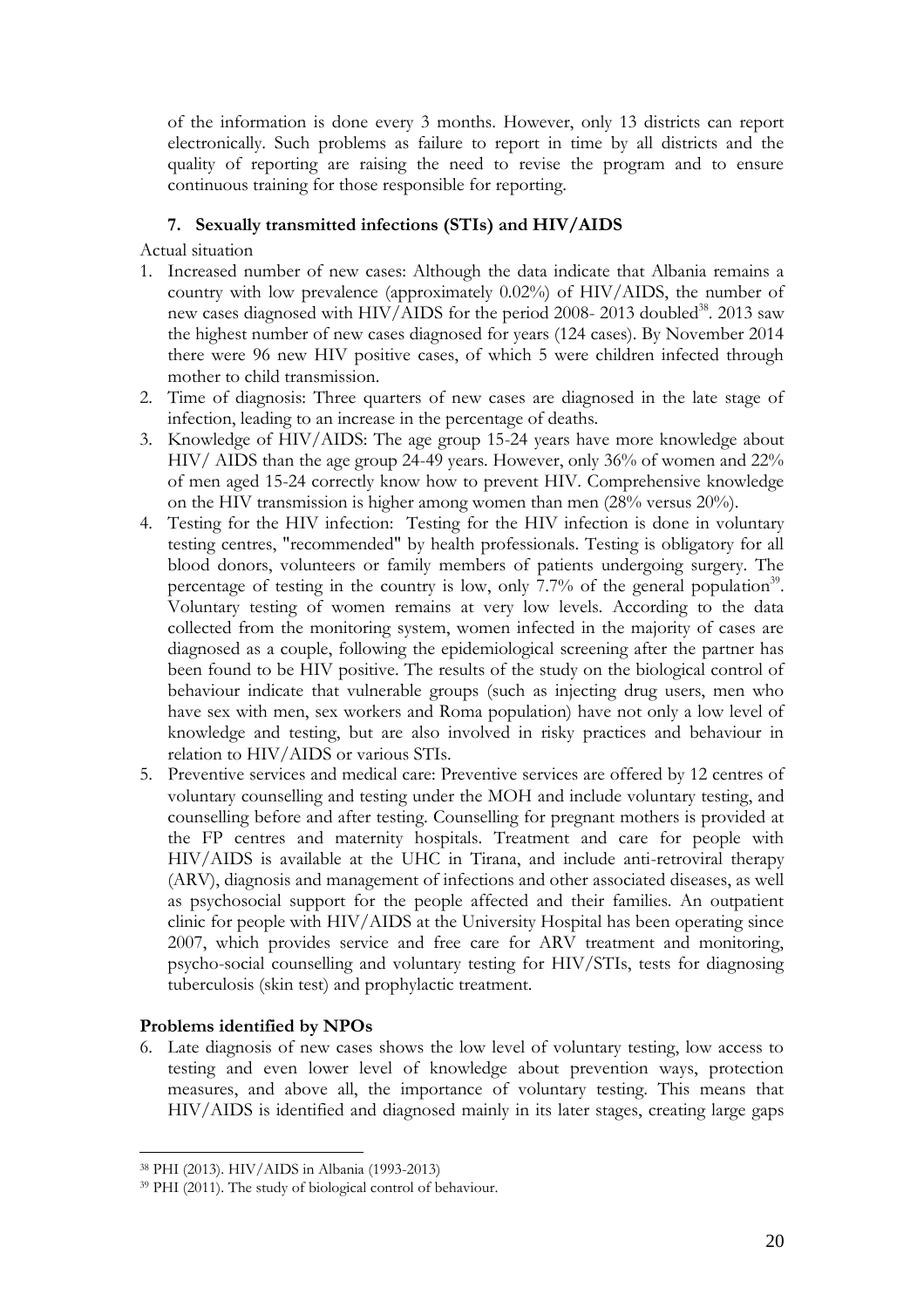of the information is done every 3 months. However, only 13 districts can report electronically. Such problems as failure to report in time by all districts and the quality of reporting are raising the need to revise the program and to ensure continuous training for those responsible for reporting.

### 7. Sexually transmitted infections (STIs) and HIV/AIDS

Actual situation

1. Increased number of new cases: Although the data indicate that Albania remains a country with low prevalence (approximately 0.02%) of HIV/AIDS, the number of new cases diagnosed with HIV/AIDS for the period 2008- 2013 doubled[38]. 2013 saw the highest number of new cases diagnosed for years (124 cases). By November 2014 there were 96 new HIV positive cases, of which 5 were children infected through mother to child transmission.
2. Time of diagnosis: Three quarters of new cases are diagnosed in the late stage of infection, leading to an increase in the percentage of deaths.
3. Knowledge of HIV/AIDS: The age group 15-24 years have more knowledge about HIV/ AIDS than the age group 24-49 years. However, only 36% of women and 22% of men aged 15-24 correctly know how to prevent HIV. Comprehensive knowledge on the HIV transmission is higher among women than men (28% versus 20%).
4. Testing for the HIV infection: Testing for the HIV infection is done in voluntary testing centres, "recommended" by health professionals. Testing is obligatory for all blood donors, volunteers or family members of patients undergoing surgery. The percentage of testing in the country is low, only 7.7% of the general population[39]. Voluntary testing of women remains at very low levels. According to the data collected from the monitoring system, women infected in the majority of cases are diagnosed as a couple, following the epidemiological screening after the partner has been found to be HIV positive. The results of the study on the biological control of behaviour indicate that vulnerable groups (such as injecting drug users, men who have sex with men, sex workers and Roma population) have not only a low level of knowledge and testing, but are also involved in risky practices and behaviour in relation to HIV/AIDS or various STIs.
5. Preventive services and medical care: Preventive services are offered by 12 centres of voluntary counselling and testing under the MOH and include voluntary testing, and counselling before and after testing. Counselling for pregnant mothers is provided at the FP centres and maternity hospitals. Treatment and care for people with HIV/AIDS is available at the UHC in Tirana, and include anti-retroviral therapy (ARV), diagnosis and management of infections and other associated diseases, as well as psychosocial support for the people affected and their families. An outpatient clinic for people with HIV/AIDS at the University Hospital has been operating since 2007, which provides service and free care for ARV treatment and monitoring, psycho-social counselling and voluntary testing for HIV/STIs, tests for diagnosing tuberculosis (skin test) and prophylactic treatment.

**Problems identified by NPOs**

6. Late diagnosis of new cases shows the low level of voluntary testing, low access to testing and even lower level of knowledge about prevention ways, protection measures, and above all, the importance of voluntary testing. This means that HIV/AIDS is identified and diagnosed mainly in its later stages, creating large gaps

---

[38] PHI (2013). HIV/AIDS in Albania (1993-2013)

[39] PHI (2011). The study of biological control of behaviour.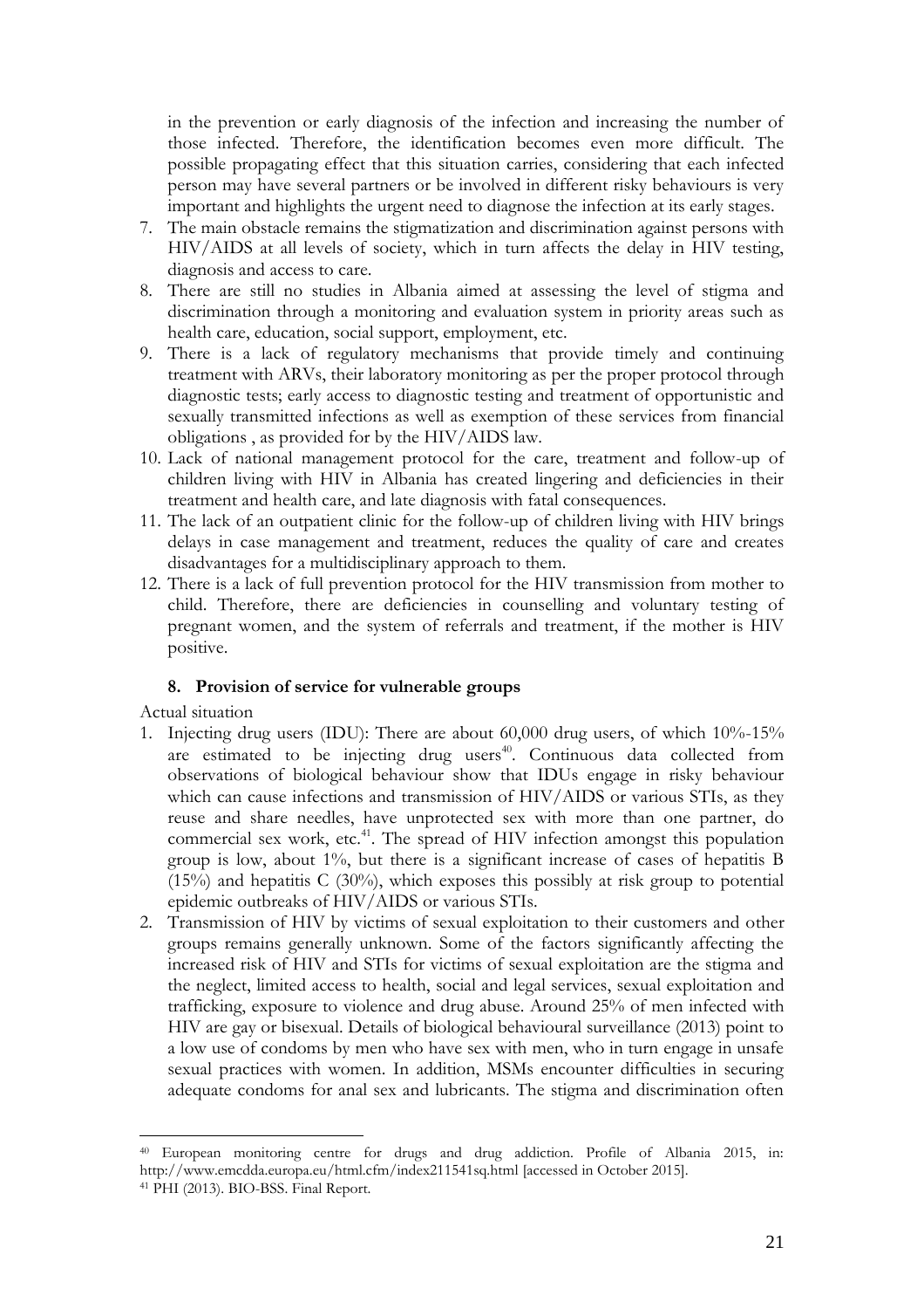in the prevention or early diagnosis of the infection and increasing the number of those infected. Therefore, the identification becomes even more difficult. The possible propagating effect that this situation carries, considering that each infected person may have several partners or be involved in different risky behaviours is very important and highlights the urgent need to diagnose the infection at its early stages.

7. The main obstacle remains the stigmatization and discrimination against persons with HIV/AIDS at all levels of society, which in turn affects the delay in HIV testing, diagnosis and access to care.
8. There are still no studies in Albania aimed at assessing the level of stigma and discrimination through a monitoring and evaluation system in priority areas such as health care, education, social support, employment, etc.
9. There is a lack of regulatory mechanisms that provide timely and continuing treatment with ARVs, their laboratory monitoring as per the proper protocol through diagnostic tests; early access to diagnostic testing and treatment of opportunistic and sexually transmitted infections as well as exemption of these services from financial obligations , as provided for by the HIV/AIDS law.
10. Lack of national management protocol for the care, treatment and follow-up of children living with HIV in Albania has created lingering and deficiencies in their treatment and health care, and late diagnosis with fatal consequences.
11. The lack of an outpatient clinic for the follow-up of children living with HIV brings delays in case management and treatment, reduces the quality of care and creates disadvantages for a multidisciplinary approach to them.
12. There is a lack of full prevention protocol for the HIV transmission from mother to child. Therefore, there are deficiencies in counselling and voluntary testing of pregnant women, and the system of referrals and treatment, if the mother is HIV positive.

### 8. Provision of service for vulnerable groups

Actual situation

1. Injecting drug users (IDU): There are about 60,000 drug users, of which 10%-15% are estimated to be injecting drug users[40]. Continuous data collected from observations of biological behaviour show that IDUs engage in risky behaviour which can cause infections and transmission of HIV/AIDS or various STIs, as they reuse and share needles, have unprotected sex with more than one partner, do commercial sex work, etc.[41]. The spread of HIV infection amongst this population group is low, about 1%, but there is a significant increase of cases of hepatitis B (15%) and hepatitis C (30%), which exposes this possibly at risk group to potential epidemic outbreaks of HIV/AIDS or various STIs.
2. Transmission of HIV by victims of sexual exploitation to their customers and other groups remains generally unknown. Some of the factors significantly affecting the increased risk of HIV and STIs for victims of sexual exploitation are the stigma and the neglect, limited access to health, social and legal services, sexual exploitation and trafficking, exposure to violence and drug abuse. Around 25% of men infected with HIV are gay or bisexual. Details of biological behavioural surveillance (2013) point to a low use of condoms by men who have sex with men, who in turn engage in unsafe sexual practices with women. In addition, MSMs encounter difficulties in securing adequate condoms for anal sex and lubricants. The stigma and discrimination often

---

[40] European monitoring centre for drugs and drug addiction. Profile of Albania 2015, in: http://www.emcdda.europa.eu/html.cfm/index211541sq.html [accessed in October 2015].

[41] PHI (2013). BIO-BSS. Final Report.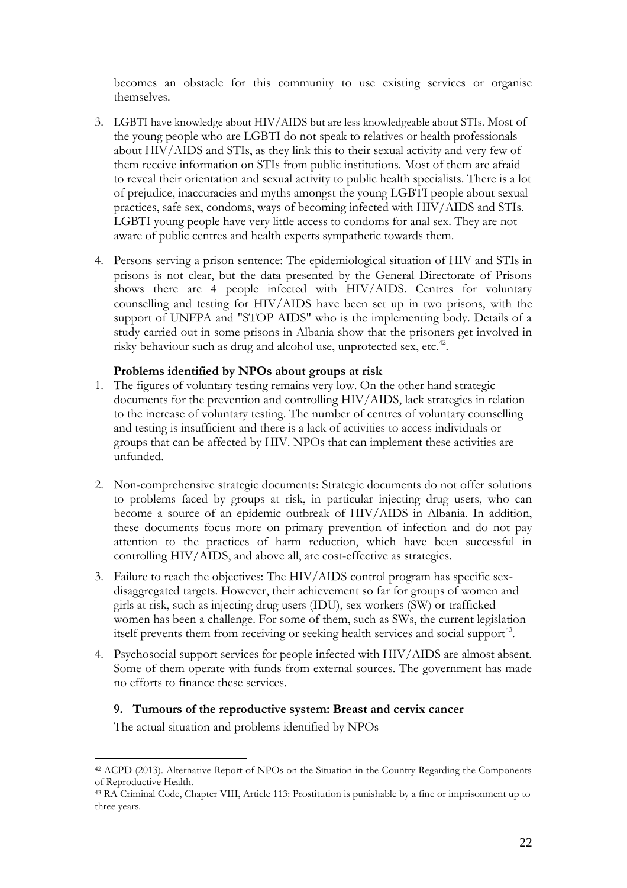becomes an obstacle for this community to use existing services or organise themselves.

3. LGBTI have knowledge about HIV/AIDS but are less knowledgeable about STIs. Most of the young people who are LGBTI do not speak to relatives or health professionals about HIV/AIDS and STIs, as they link this to their sexual activity and very few of them receive information on STIs from public institutions. Most of them are afraid to reveal their orientation and sexual activity to public health specialists. There is a lot of prejudice, inaccuracies and myths amongst the young LGBTI people about sexual practices, safe sex, condoms, ways of becoming infected with HIV/AIDS and STIs. LGBTI young people have very little access to condoms for anal sex. They are not aware of public centres and health experts sympathetic towards them.

4. Persons serving a prison sentence: The epidemiological situation of HIV and STIs in prisons is not clear, but the data presented by the General Directorate of Prisons shows there are 4 people infected with HIV/AIDS. Centres for voluntary counselling and testing for HIV/AIDS have been set up in two prisons, with the support of UNFPA and "STOP AIDS" who is the implementing body. Details of a study carried out in some prisons in Albania show that the prisoners get involved in risky behaviour such as drug and alcohol use, unprotected sex, etc.[42].

**Problems identified by NPOs about groups at risk**

1. The figures of voluntary testing remains very low. On the other hand strategic documents for the prevention and controlling HIV/AIDS, lack strategies in relation to the increase of voluntary testing. The number of centres of voluntary counselling and testing is insufficient and there is a lack of activities to access individuals or groups that can be affected by HIV. NPOs that can implement these activities are unfunded.

2. Non-comprehensive strategic documents: Strategic documents do not offer solutions to problems faced by groups at risk, in particular injecting drug users, who can become a source of an epidemic outbreak of HIV/AIDS in Albania. In addition, these documents focus more on primary prevention of infection and do not pay attention to the practices of harm reduction, which have been successful in controlling HIV/AIDS, and above all, are cost-effective as strategies.

3. Failure to reach the objectives: The HIV/AIDS control program has specific sex-disaggregated targets. However, their achievement so far for groups of women and girls at risk, such as injecting drug users (IDU), sex workers (SW) or trafficked women has been a challenge. For some of them, such as SWs, the current legislation itself prevents them from receiving or seeking health services and social support[43].

4. Psychosocial support services for people infected with HIV/AIDS are almost absent. Some of them operate with funds from external sources. The government has made no efforts to finance these services.

### 9. Tumours of the reproductive system: Breast and cervix cancer

The actual situation and problems identified by NPOs

---

[42] ACPD (2013). Alternative Report of NPOs on the Situation in the Country Regarding the Components of Reproductive Health.

[43] RA Criminal Code, Chapter VIII, Article 113: Prostitution is punishable by a fine or imprisonment up to three years.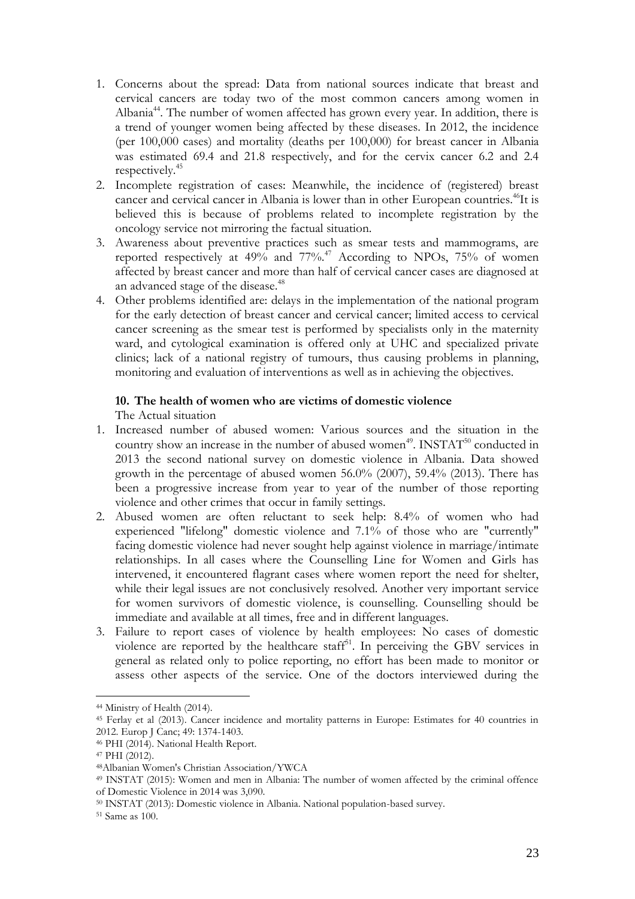1. Concerns about the spread: Data from national sources indicate that breast and cervical cancers are today two of the most common cancers among women in Albania[44]. The number of women affected has grown every year. In addition, there is a trend of younger women being affected by these diseases. In 2012, the incidence (per 100,000 cases) and mortality (deaths per 100,000) for breast cancer in Albania was estimated 69.4 and 21.8 respectively, and for the cervix cancer 6.2 and 2.4 respectively.[45]
2. Incomplete registration of cases: Meanwhile, the incidence of (registered) breast cancer and cervical cancer in Albania is lower than in other European countries.[46]It is believed this is because of problems related to incomplete registration by the oncology service not mirroring the factual situation.
3. Awareness about preventive practices such as smear tests and mammograms, are reported respectively at 49% and 77%.[47] According to NPOs, 75% of women affected by breast cancer and more than half of cervical cancer cases are diagnosed at an advanced stage of the disease.[48]
4. Other problems identified are: delays in the implementation of the national program for the early detection of breast cancer and cervical cancer; limited access to cervical cancer screening as the smear test is performed by specialists only in the maternity ward, and cytological examination is offered only at UHC and specialized private clinics; lack of a national registry of tumours, thus causing problems in planning, monitoring and evaluation of interventions as well as in achieving the objectives.

**10. The health of women who are victims of domestic violence**

The Actual situation

1. Increased number of abused women: Various sources and the situation in the country show an increase in the number of abused women[49]. INSTAT[50] conducted in 2013 the second national survey on domestic violence in Albania. Data showed growth in the percentage of abused women 56.0% (2007), 59.4% (2013). There has been a progressive increase from year to year of the number of those reporting violence and other crimes that occur in family settings.
2. Abused women are often reluctant to seek help: 8.4% of women who had experienced "lifelong" domestic violence and 7.1% of those who are "currently" facing domestic violence had never sought help against violence in marriage/intimate relationships. In all cases where the Counselling Line for Women and Girls has intervened, it encountered flagrant cases where women report the need for shelter, while their legal issues are not conclusively resolved. Another very important service for women survivors of domestic violence, is counselling. Counselling should be immediate and available at all times, free and in different languages.
3. Failure to report cases of violence by health employees: No cases of domestic violence are reported by the healthcare staff[51]. In perceiving the GBV services in general as related only to police reporting, no effort has been made to monitor or assess other aspects of the service. One of the doctors interviewed during the

---

[44] Ministry of Health (2014).

[45] Ferlay et al (2013). Cancer incidence and mortality patterns in Europe: Estimates for 40 countries in 2012. Europ J Canc; 49: 1374-1403.

[46] PHI (2014). National Health Report.

[47] PHI (2012).

[48] Albanian Women's Christian Association/YWCA

[49] INSTAT (2015): Women and men in Albania: The number of women affected by the criminal offence of Domestic Violence in 2014 was 3,090.

[50] INSTAT (2013): Domestic violence in Albania. National population-based survey.

[51] Same as 100.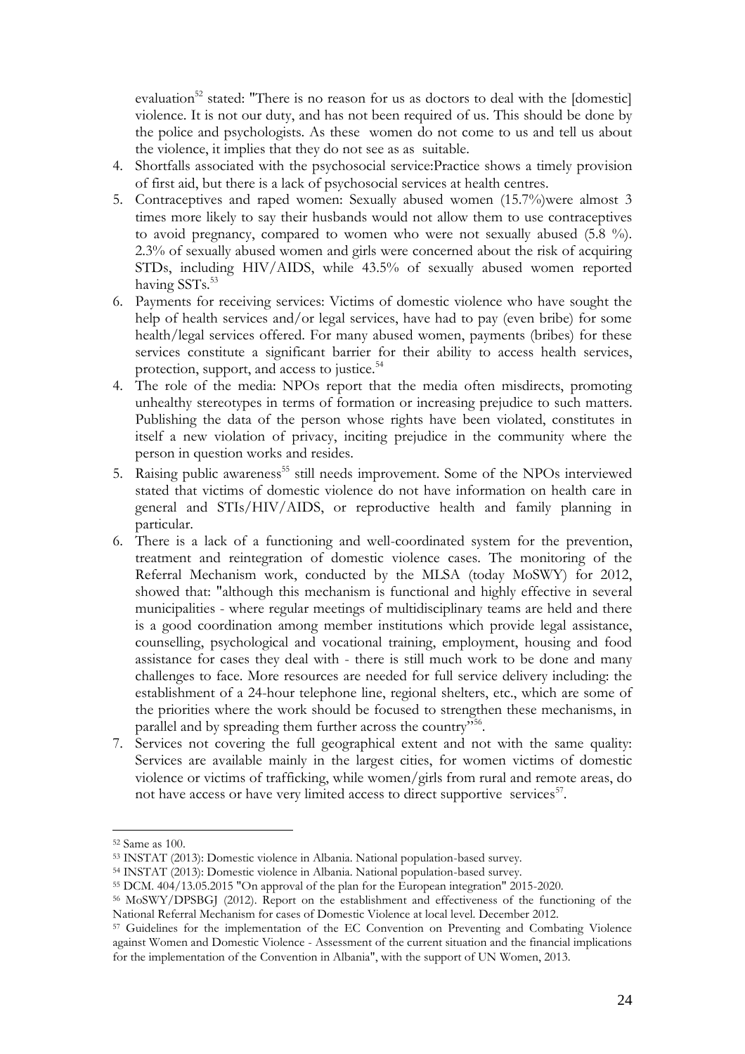evaluation[52] stated: "There is no reason for us as doctors to deal with the [domestic] violence. It is not our duty, and has not been required of us. This should be done by the police and psychologists. As these women do not come to us and tell us about the violence, it implies that they do not see as as suitable.

4. Shortfalls associated with the psychosocial service:Practice shows a timely provision of first aid, but there is a lack of psychosocial services at health centres.
5. Contraceptives and raped women: Sexually abused women (15.7%)were almost 3 times more likely to say their husbands would not allow them to use contraceptives to avoid pregnancy, compared to women who were not sexually abused (5.8 %). 2.3% of sexually abused women and girls were concerned about the risk of acquiring STDs, including HIV/AIDS, while 43.5% of sexually abused women reported having SSTs.[53]
6. Payments for receiving services: Victims of domestic violence who have sought the help of health services and/or legal services, have had to pay (even bribe) for some health/legal services offered. For many abused women, payments (bribes) for these services constitute a significant barrier for their ability to access health services, protection, support, and access to justice.[54]
4. The role of the media: NPOs report that the media often misdirects, promoting unhealthy stereotypes in terms of formation or increasing prejudice to such matters. Publishing the data of the person whose rights have been violated, constitutes in itself a new violation of privacy, inciting prejudice in the community where the person in question works and resides.
5. Raising public awareness[55] still needs improvement. Some of the NPOs interviewed stated that victims of domestic violence do not have information on health care in general and STIs/HIV/AIDS, or reproductive health and family planning in particular.
6. There is a lack of a functioning and well-coordinated system for the prevention, treatment and reintegration of domestic violence cases. The monitoring of the Referral Mechanism work, conducted by the MLSA (today MoSWY) for 2012, showed that: "although this mechanism is functional and highly effective in several municipalities - where regular meetings of multidisciplinary teams are held and there is a good coordination among member institutions which provide legal assistance, counselling, psychological and vocational training, employment, housing and food assistance for cases they deal with - there is still much work to be done and many challenges to face. More resources are needed for full service delivery including: the establishment of a 24-hour telephone line, regional shelters, etc., which are some of the priorities where the work should be focused to strengthen these mechanisms, in parallel and by spreading them further across the country"[56].
7. Services not covering the full geographical extent and not with the same quality: Services are available mainly in the largest cities, for women victims of domestic violence or victims of trafficking, while women/girls from rural and remote areas, do not have access or have very limited access to direct supportive services[57].

---

[52] Same as 100.

[53] INSTAT (2013): Domestic violence in Albania. National population-based survey.

[54] INSTAT (2013): Domestic violence in Albania. National population-based survey.

[55] DCM. 404/13.05.2015 "On approval of the plan for the European integration" 2015-2020.

[56] MoSWY/DPSBGJ (2012). Report on the establishment and effectiveness of the functioning of the National Referral Mechanism for cases of Domestic Violence at local level. December 2012.

[57] Guidelines for the implementation of the EC Convention on Preventing and Combating Violence against Women and Domestic Violence - Assessment of the current situation and the financial implications for the implementation of the Convention in Albania", with the support of UN Women, 2013.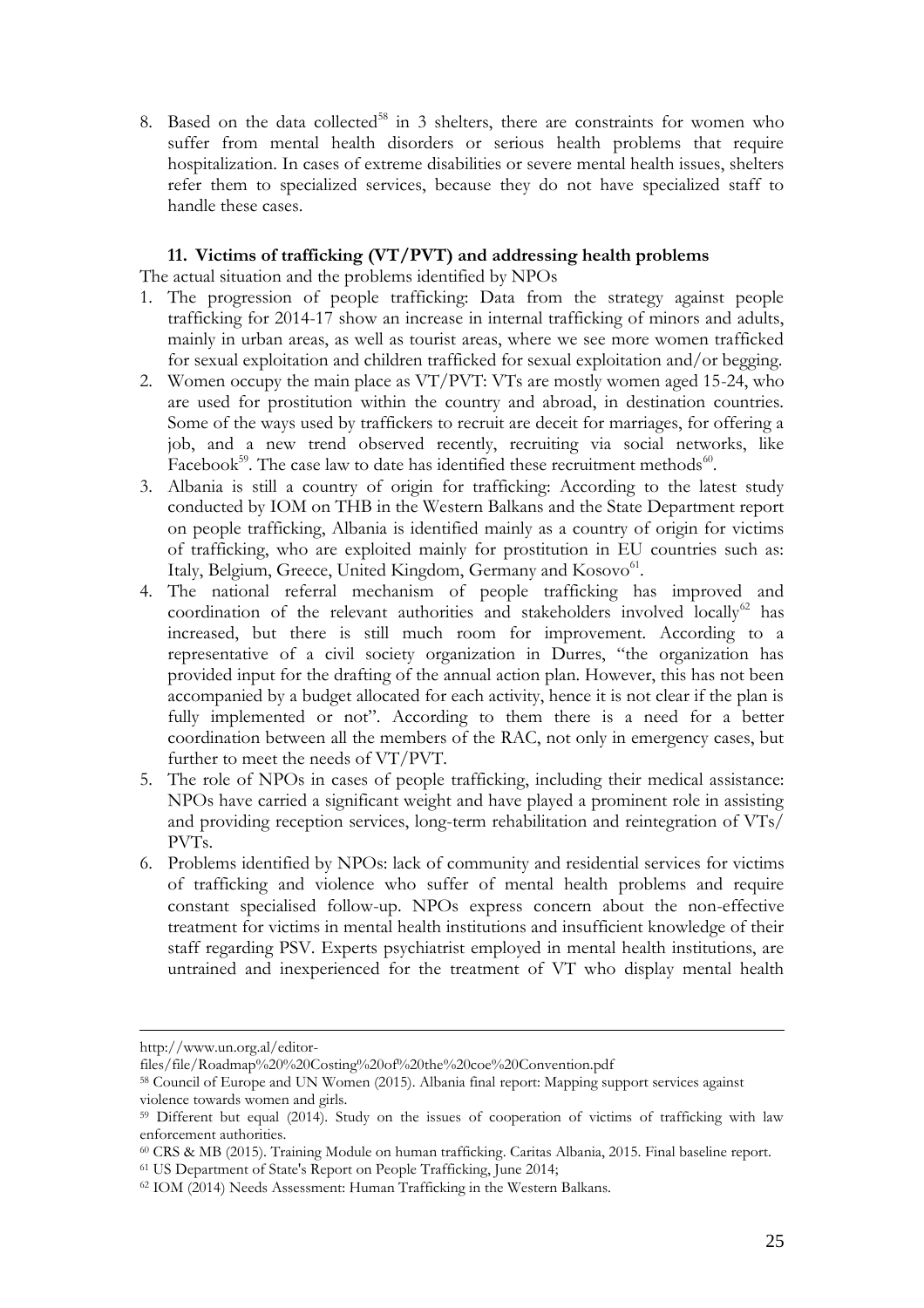8. Based on the data collected[58] in 3 shelters, there are constraints for women who suffer from mental health disorders or serious health problems that require hospitalization. In cases of extreme disabilities or severe mental health issues, shelters refer them to specialized services, because they do not have specialized staff to handle these cases.

### 11. Victims of trafficking (VT/PVT) and addressing health problems

The actual situation and the problems identified by NPOs

1. The progression of people trafficking: Data from the strategy against people trafficking for 2014-17 show an increase in internal trafficking of minors and adults, mainly in urban areas, as well as tourist areas, where we see more women trafficked for sexual exploitation and children trafficked for sexual exploitation and/or begging.
2. Women occupy the main place as VT/PVT: VTs are mostly women aged 15-24, who are used for prostitution within the country and abroad, in destination countries. Some of the ways used by traffickers to recruit are deceit for marriages, for offering a job, and a new trend observed recently, recruiting via social networks, like Facebook[59]. The case law to date has identified these recruitment methods[60].
3. Albania is still a country of origin for trafficking: According to the latest study conducted by IOM on THB in the Western Balkans and the State Department report on people trafficking, Albania is identified mainly as a country of origin for victims of trafficking, who are exploited mainly for prostitution in EU countries such as: Italy, Belgium, Greece, United Kingdom, Germany and Kosovo[61].
4. The national referral mechanism of people trafficking has improved and coordination of the relevant authorities and stakeholders involved locally[62] has increased, but there is still much room for improvement. According to a representative of a civil society organization in Durres, "the organization has provided input for the drafting of the annual action plan. However, this has not been accompanied by a budget allocated for each activity, hence it is not clear if the plan is fully implemented or not". According to them there is a need for a better coordination between all the members of the RAC, not only in emergency cases, but further to meet the needs of VT/PVT.
5. The role of NPOs in cases of people trafficking, including their medical assistance: NPOs have carried a significant weight and have played a prominent role in assisting and providing reception services, long-term rehabilitation and reintegration of VTs/ PVTs.
6. Problems identified by NPOs: lack of community and residential services for victims of trafficking and violence who suffer of mental health problems and require constant specialised follow-up. NPOs express concern about the non-effective treatment for victims in mental health institutions and insufficient knowledge of their staff regarding PSV. Experts psychiatrist employed in mental health institutions, are untrained and inexperienced for the treatment of VT who display mental health

---

http://www.un.org.al/editor-files/file/Roadmap%20%20Costing%20of%20the%20coe%20Convention.pdf

[58] Council of Europe and UN Women (2015). Albania final report: Mapping support services against violence towards women and girls.

[59] Different but equal (2014). Study on the issues of cooperation of victims of trafficking with law enforcement authorities.

[60] CRS & MB (2015). Training Module on human trafficking. Caritas Albania, 2015. Final baseline report.

[61] US Department of State's Report on People Trafficking, June 2014;

[62] IOM (2014) Needs Assessment: Human Trafficking in the Western Balkans.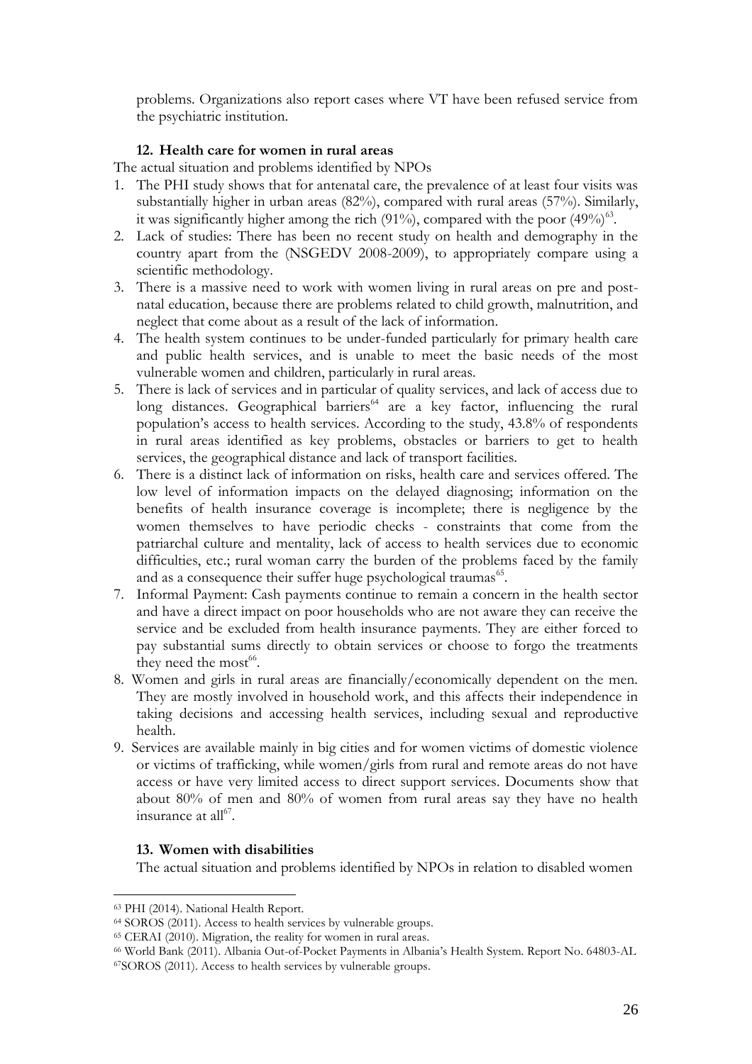problems. Organizations also report cases where VT have been refused service from the psychiatric institution.

### 12. Health care for women in rural areas

The actual situation and problems identified by NPOs

1. The PHI study shows that for antenatal care, the prevalence of at least four visits was substantially higher in urban areas (82%), compared with rural areas (57%). Similarly, it was significantly higher among the rich (91%), compared with the poor (49%)[63].
2. Lack of studies: There has been no recent study on health and demography in the country apart from the (NSGEDV 2008-2009), to appropriately compare using a scientific methodology.
3. There is a massive need to work with women living in rural areas on pre and post-natal education, because there are problems related to child growth, malnutrition, and neglect that come about as a result of the lack of information.
4. The health system continues to be under-funded particularly for primary health care and public health services, and is unable to meet the basic needs of the most vulnerable women and children, particularly in rural areas.
5. There is lack of services and in particular of quality services, and lack of access due to long distances. Geographical barriers[64] are a key factor, influencing the rural population's access to health services. According to the study, 43.8% of respondents in rural areas identified as key problems, obstacles or barriers to get to health services, the geographical distance and lack of transport facilities.
6. There is a distinct lack of information on risks, health care and services offered. The low level of information impacts on the delayed diagnosing; information on the benefits of health insurance coverage is incomplete; there is negligence by the women themselves to have periodic checks - constraints that come from the patriarchal culture and mentality, lack of access to health services due to economic difficulties, etc.; rural woman carry the burden of the problems faced by the family and as a consequence their suffer huge psychological traumas[65].
7. Informal Payment: Cash payments continue to remain a concern in the health sector and have a direct impact on poor households who are not aware they can receive the service and be excluded from health insurance payments. They are either forced to pay substantial sums directly to obtain services or choose to forgo the treatments they need the most[66].
8. Women and girls in rural areas are financially/economically dependent on the men. They are mostly involved in household work, and this affects their independence in taking decisions and accessing health services, including sexual and reproductive health.
9. Services are available mainly in big cities and for women victims of domestic violence or victims of trafficking, while women/girls from rural and remote areas do not have access or have very limited access to direct support services. Documents show that about 80% of men and 80% of women from rural areas say they have no health insurance at all[67].

### 13. Women with disabilities

The actual situation and problems identified by NPOs in relation to disabled women

---

[63] PHI (2014). National Health Report.
[64] SOROS (2011). Access to health services by vulnerable groups.
[65] CERAI (2010). Migration, the reality for women in rural areas.
[66] World Bank (2011). Albania Out-of-Pocket Payments in Albania's Health System. Report No. 64803-AL
[67] SOROS (2011). Access to health services by vulnerable groups.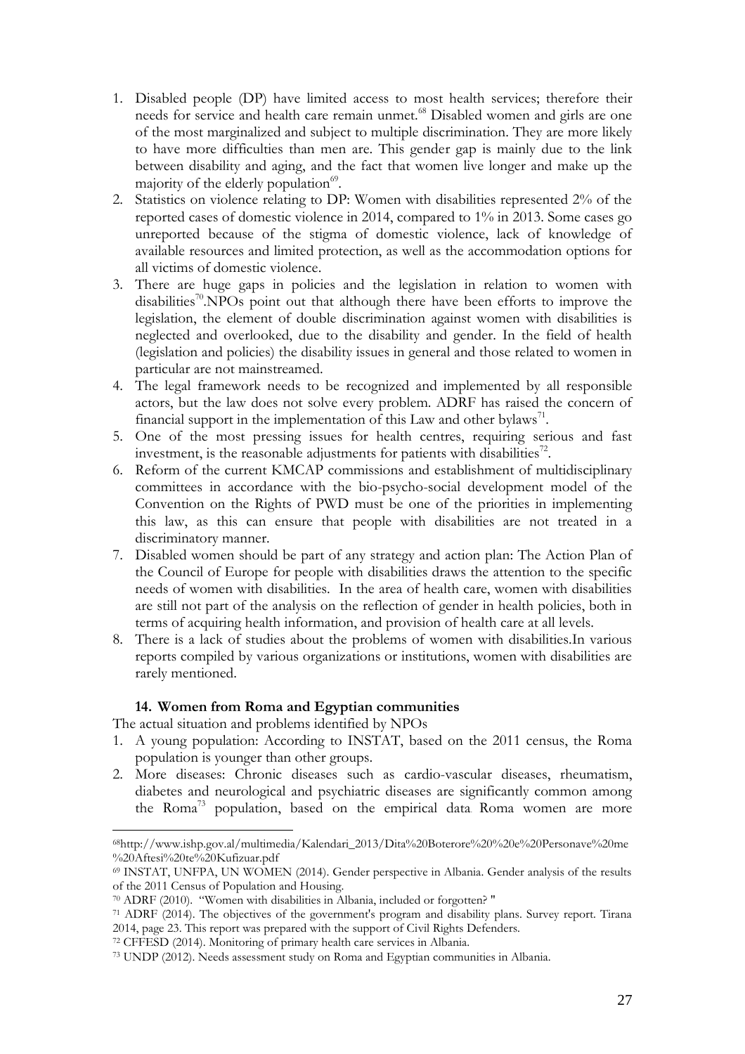1. Disabled people (DP) have limited access to most health services; therefore their needs for service and health care remain unmet.[68] Disabled women and girls are one of the most marginalized and subject to multiple discrimination. They are more likely to have more difficulties than men are. This gender gap is mainly due to the link between disability and aging, and the fact that women live longer and make up the majority of the elderly population[69].
2. Statistics on violence relating to DP: Women with disabilities represented 2% of the reported cases of domestic violence in 2014, compared to 1% in 2013. Some cases go unreported because of the stigma of domestic violence, lack of knowledge of available resources and limited protection, as well as the accommodation options for all victims of domestic violence.
3. There are huge gaps in policies and the legislation in relation to women with disabilities[70].NPOs point out that although there have been efforts to improve the legislation, the element of double discrimination against women with disabilities is neglected and overlooked, due to the disability and gender. In the field of health (legislation and policies) the disability issues in general and those related to women in particular are not mainstreamed.
4. The legal framework needs to be recognized and implemented by all responsible actors, but the law does not solve every problem. ADRF has raised the concern of financial support in the implementation of this Law and other bylaws[71].
5. One of the most pressing issues for health centres, requiring serious and fast investment, is the reasonable adjustments for patients with disabilities[72].
6. Reform of the current KMCAP commissions and establishment of multidisciplinary committees in accordance with the bio-psycho-social development model of the Convention on the Rights of PWD must be one of the priorities in implementing this law, as this can ensure that people with disabilities are not treated in a discriminatory manner.
7. Disabled women should be part of any strategy and action plan: The Action Plan of the Council of Europe for people with disabilities draws the attention to the specific needs of women with disabilities. In the area of health care, women with disabilities are still not part of the analysis on the reflection of gender in health policies, both in terms of acquiring health information, and provision of health care at all levels.
8. There is a lack of studies about the problems of women with disabilities.In various reports compiled by various organizations or institutions, women with disabilities are rarely mentioned.

### 14. Women from Roma and Egyptian communities

The actual situation and problems identified by NPOs

1. A young population: According to INSTAT, based on the 2011 census, the Roma population is younger than other groups.
2. More diseases: Chronic diseases such as cardio-vascular diseases, rheumatism, diabetes and neurological and psychiatric diseases are significantly common among the Roma[73] population, based on the empirical data. Roma women are more

---

[68] http://www.ishp.gov.al/multimedia/Kalendari_2013/Dita%20Boterore%20%20e%20Personave%20me%20Aftesi%20te%20Kufizuar.pdf

[69] INSTAT, UNFPA, UN WOMEN (2014). Gender perspective in Albania. Gender analysis of the results of the 2011 Census of Population and Housing.

[70] ADRF (2010). "Women with disabilities in Albania, included or forgotten? "

[71] ADRF (2014). The objectives of the government's program and disability plans. Survey report. Tirana 2014, page 23. This report was prepared with the support of Civil Rights Defenders.

[72] CFFESD (2014). Monitoring of primary health care services in Albania.

[73] UNDP (2012). Needs assessment study on Roma and Egyptian communities in Albania.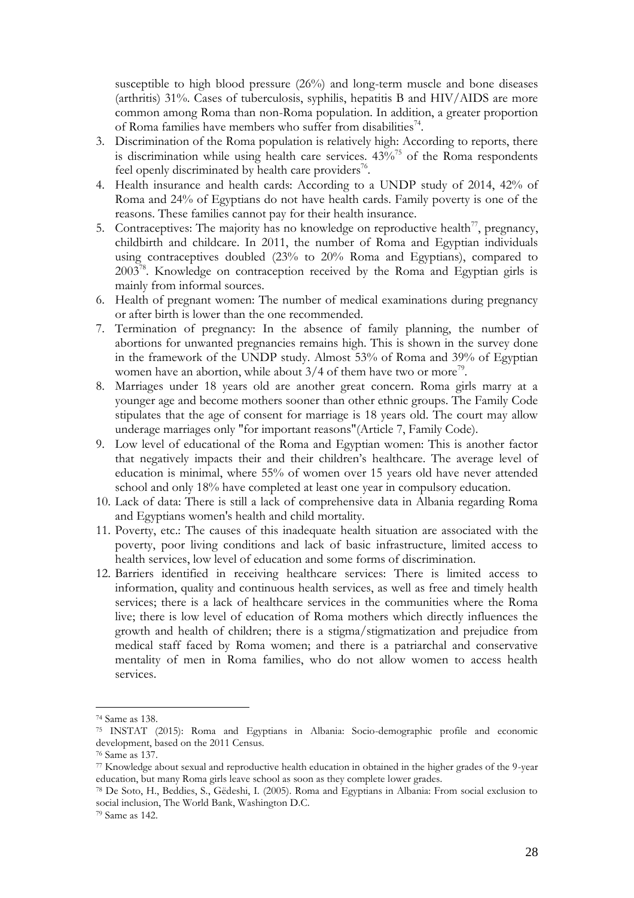susceptible to high blood pressure (26%) and long-term muscle and bone diseases (arthritis) 31%. Cases of tuberculosis, syphilis, hepatitis B and HIV/AIDS are more common among Roma than non-Roma population. In addition, a greater proportion of Roma families have members who suffer from disabilities[74].

3. Discrimination of the Roma population is relatively high: According to reports, there is discrimination while using health care services. 43%[75] of the Roma respondents feel openly discriminated by health care providers[76].
4. Health insurance and health cards: According to a UNDP study of 2014, 42% of Roma and 24% of Egyptians do not have health cards. Family poverty is one of the reasons. These families cannot pay for their health insurance.
5. Contraceptives: The majority has no knowledge on reproductive health[77], pregnancy, childbirth and childcare. In 2011, the number of Roma and Egyptian individuals using contraceptives doubled (23% to 20% Roma and Egyptians), compared to 2003[78]. Knowledge on contraception received by the Roma and Egyptian girls is mainly from informal sources.
6. Health of pregnant women: The number of medical examinations during pregnancy or after birth is lower than the one recommended.
7. Termination of pregnancy: In the absence of family planning, the number of abortions for unwanted pregnancies remains high. This is shown in the survey done in the framework of the UNDP study. Almost 53% of Roma and 39% of Egyptian women have an abortion, while about 3/4 of them have two or more[79].
8. Marriages under 18 years old are another great concern. Roma girls marry at a younger age and become mothers sooner than other ethnic groups. The Family Code stipulates that the age of consent for marriage is 18 years old. The court may allow underage marriages only "for important reasons"(Article 7, Family Code).
9. Low level of educational of the Roma and Egyptian women: This is another factor that negatively impacts their and their children's healthcare. The average level of education is minimal, where 55% of women over 15 years old have never attended school and only 18% have completed at least one year in compulsory education.
10. Lack of data: There is still a lack of comprehensive data in Albania regarding Roma and Egyptians women's health and child mortality.
11. Poverty, etc.: The causes of this inadequate health situation are associated with the poverty, poor living conditions and lack of basic infrastructure, limited access to health services, low level of education and some forms of discrimination.
12. Barriers identified in receiving healthcare services: There is limited access to information, quality and continuous health services, as well as free and timely health services; there is a lack of healthcare services in the communities where the Roma live; there is low level of education of Roma mothers which directly influences the growth and health of children; there is a stigma/stigmatization and prejudice from medical staff faced by Roma women; and there is a patriarchal and conservative mentality of men in Roma families, who do not allow women to access health services.

---

[74] Same as 138.

[75] INSTAT (2015): Roma and Egyptians in Albania: Socio-demographic profile and economic development, based on the 2011 Census.

[76] Same as 137.

[77] Knowledge about sexual and reproductive health education in obtained in the higher grades of the 9-year education, but many Roma girls leave school as soon as they complete lower grades.

[78] De Soto, H., Beddies, S., Gëdeshi, I. (2005). Roma and Egyptians in Albania: From social exclusion to social inclusion, The World Bank, Washington D.C.

[79] Same as 142.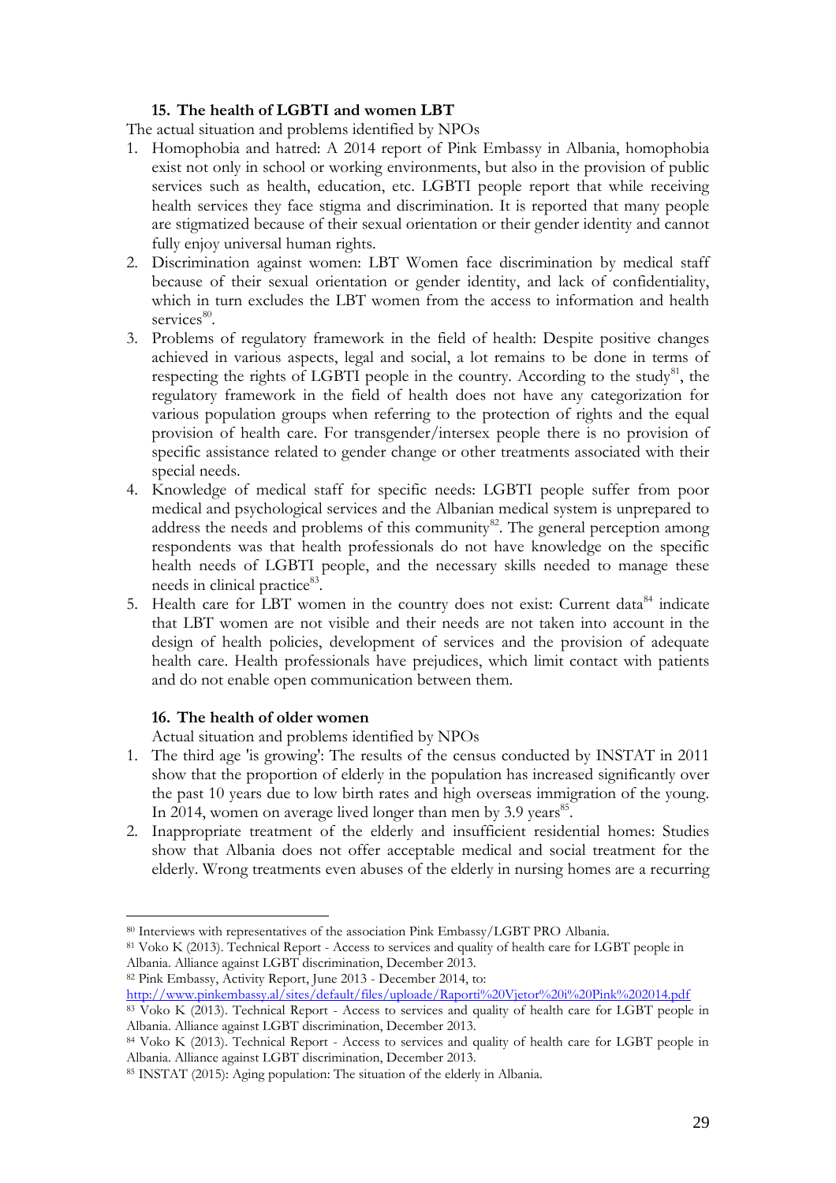### 15. The health of LGBTI and women LBT

The actual situation and problems identified by NPOs

1. Homophobia and hatred: A 2014 report of Pink Embassy in Albania, homophobia exist not only in school or working environments, but also in the provision of public services such as health, education, etc. LGBTI people report that while receiving health services they face stigma and discrimination. It is reported that many people are stigmatized because of their sexual orientation or their gender identity and cannot fully enjoy universal human rights.
2. Discrimination against women: LBT Women face discrimination by medical staff because of their sexual orientation or gender identity, and lack of confidentiality, which in turn excludes the LBT women from the access to information and health services[80].
3. Problems of regulatory framework in the field of health: Despite positive changes achieved in various aspects, legal and social, a lot remains to be done in terms of respecting the rights of LGBTI people in the country. According to the study[81], the regulatory framework in the field of health does not have any categorization for various population groups when referring to the protection of rights and the equal provision of health care. For transgender/intersex people there is no provision of specific assistance related to gender change or other treatments associated with their special needs.
4. Knowledge of medical staff for specific needs: LGBTI people suffer from poor medical and psychological services and the Albanian medical system is unprepared to address the needs and problems of this community[82]. The general perception among respondents was that health professionals do not have knowledge on the specific health needs of LGBTI people, and the necessary skills needed to manage these needs in clinical practice[83].
5. Health care for LBT women in the country does not exist: Current data[84] indicate that LBT women are not visible and their needs are not taken into account in the design of health policies, development of services and the provision of adequate health care. Health professionals have prejudices, which limit contact with patients and do not enable open communication between them.

### 16. The health of older women

Actual situation and problems identified by NPOs

1. The third age 'is growing': The results of the census conducted by INSTAT in 2011 show that the proportion of elderly in the population has increased significantly over the past 10 years due to low birth rates and high overseas immigration of the young. In 2014, women on average lived longer than men by 3.9 years[85].
2. Inappropriate treatment of the elderly and insufficient residential homes: Studies show that Albania does not offer acceptable medical and social treatment for the elderly. Wrong treatments even abuses of the elderly in nursing homes are a recurring

---

[80] Interviews with representatives of the association Pink Embassy/LGBT PRO Albania.

[81] Voko K (2013). Technical Report - Access to services and quality of health care for LGBT people in Albania. Alliance against LGBT discrimination, December 2013.

[82] Pink Embassy, Activity Report, June 2013 - December 2014, to: http://www.pinkembassy.al/sites/default/files/uploade/Raporti%20Vjetor%20i%20Pink%202014.pdf

[83] Voko K (2013). Technical Report - Access to services and quality of health care for LGBT people in Albania. Alliance against LGBT discrimination, December 2013.

[84] Voko K (2013). Technical Report - Access to services and quality of health care for LGBT people in Albania. Alliance against LGBT discrimination, December 2013.

[85] INSTAT (2015): Aging population: The situation of the elderly in Albania.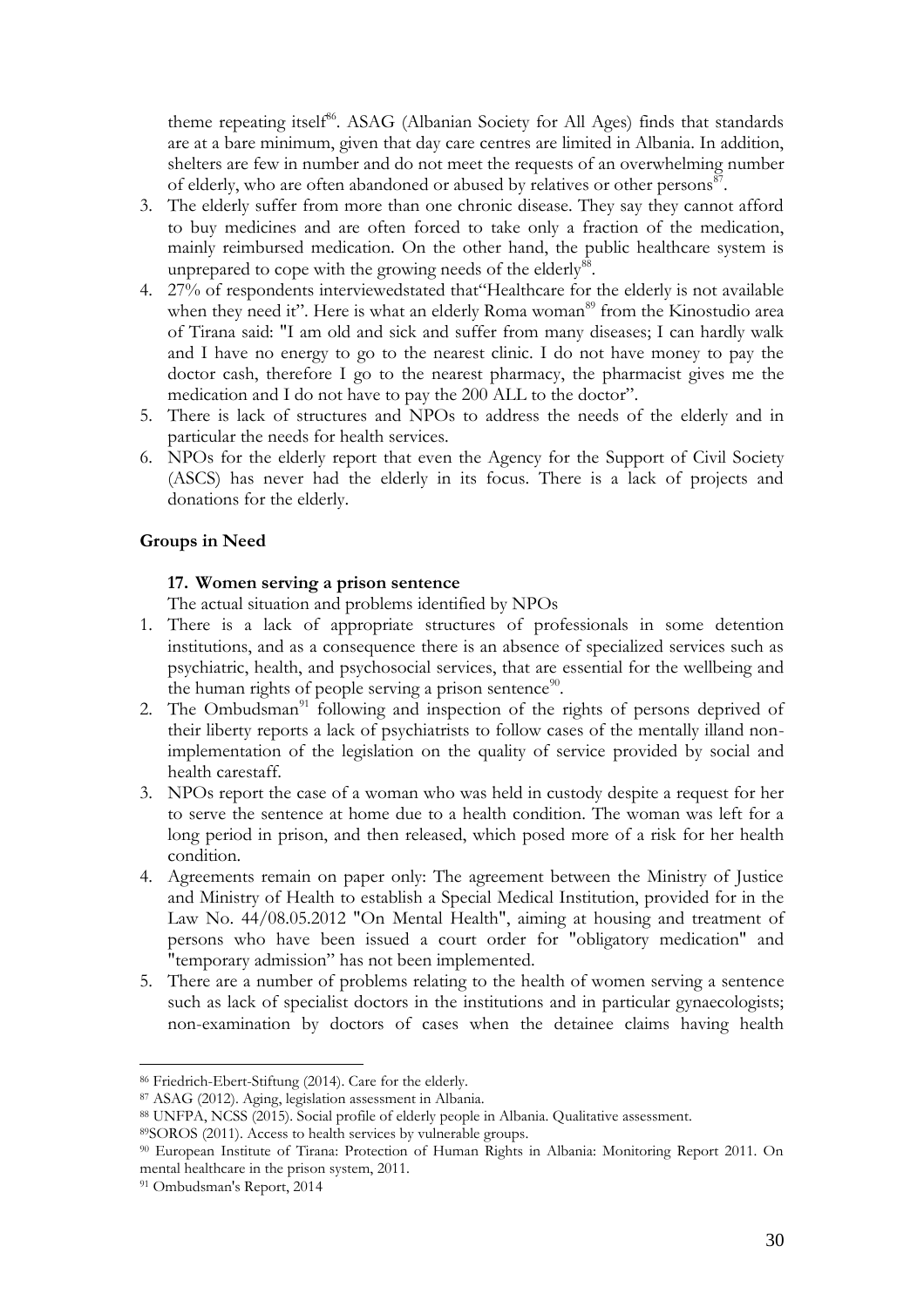theme repeating itself[86]. ASAG (Albanian Society for All Ages) finds that standards are at a bare minimum, given that day care centres are limited in Albania. In addition, shelters are few in number and do not meet the requests of an overwhelming number of elderly, who are often abandoned or abused by relatives or other persons[87].

3. The elderly suffer from more than one chronic disease. They say they cannot afford to buy medicines and are often forced to take only a fraction of the medication, mainly reimbursed medication. On the other hand, the public healthcare system is unprepared to cope with the growing needs of the elderly[88].
4. 27% of respondents interviewedstated that"Healthcare for the elderly is not available when they need it". Here is what an elderly Roma woman[89] from the Kinostudio area of Tirana said: "I am old and sick and suffer from many diseases; I can hardly walk and I have no energy to go to the nearest clinic. I do not have money to pay the doctor cash, therefore I go to the nearest pharmacy, the pharmacist gives me the medication and I do not have to pay the 200 ALL to the doctor".
5. There is lack of structures and NPOs to address the needs of the elderly and in particular the needs for health services.
6. NPOs for the elderly report that even the Agency for the Support of Civil Society (ASCS) has never had the elderly in its focus. There is a lack of projects and donations for the elderly.

**Groups in Need**

**17. Women serving a prison sentence**

The actual situation and problems identified by NPOs

1. There is a lack of appropriate structures of professionals in some detention institutions, and as a consequence there is an absence of specialized services such as psychiatric, health, and psychosocial services, that are essential for the wellbeing and the human rights of people serving a prison sentence[90].
2. The Ombudsman[91] following and inspection of the rights of persons deprived of their liberty reports a lack of psychiatrists to follow cases of the mentally illand non-implementation of the legislation on the quality of service provided by social and health carestaff.
3. NPOs report the case of a woman who was held in custody despite a request for her to serve the sentence at home due to a health condition. The woman was left for a long period in prison, and then released, which posed more of a risk for her health condition.
4. Agreements remain on paper only: The agreement between the Ministry of Justice and Ministry of Health to establish a Special Medical Institution, provided for in the Law No. 44/08.05.2012 "On Mental Health", aiming at housing and treatment of persons who have been issued a court order for "obligatory medication" and "temporary admission" has not been implemented.
5. There are a number of problems relating to the health of women serving a sentence such as lack of specialist doctors in the institutions and in particular gynaecologists; non-examination by doctors of cases when the detainee claims having health

---

[86] Friedrich-Ebert-Stiftung (2014). Care for the elderly.

[87] ASAG (2012). Aging, legislation assessment in Albania.

[88] UNFPA, NCSS (2015). Social profile of elderly people in Albania. Qualitative assessment.

[89]SOROS (2011). Access to health services by vulnerable groups.

[90] European Institute of Tirana: Protection of Human Rights in Albania: Monitoring Report 2011. On mental healthcare in the prison system, 2011.

[91] Ombudsman's Report, 2014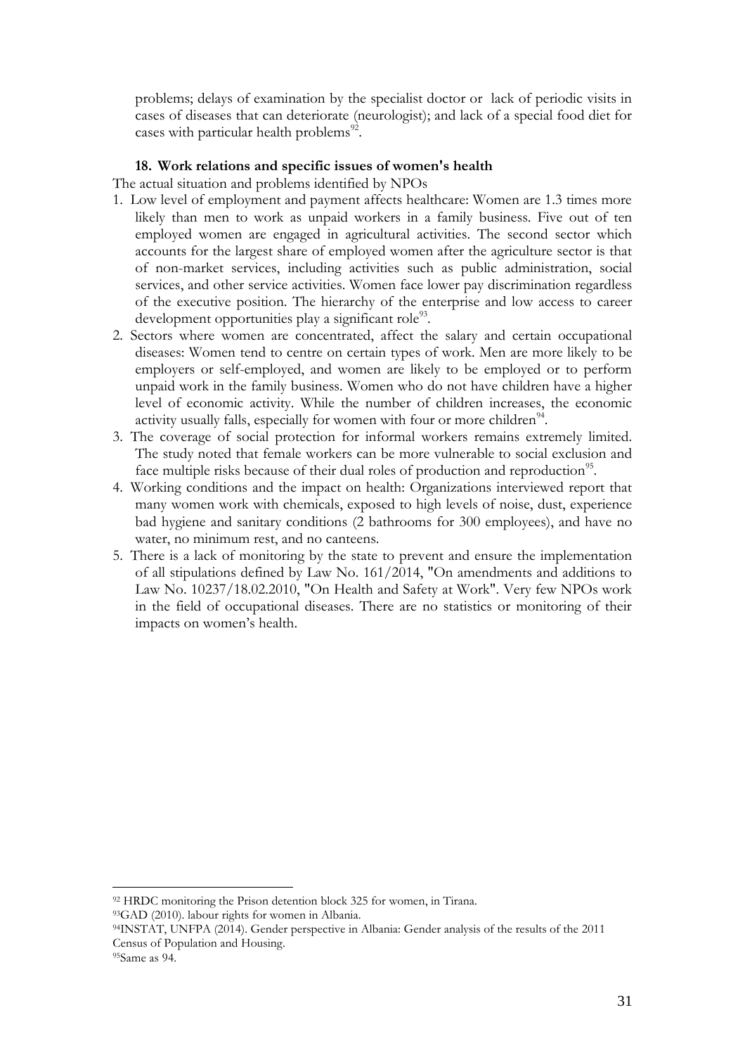problems; delays of examination by the specialist doctor or lack of periodic visits in cases of diseases that can deteriorate (neurologist); and lack of a special food diet for cases with particular health problems[92].

### 18. Work relations and specific issues of women's health

The actual situation and problems identified by NPOs

1. Low level of employment and payment affects healthcare: Women are 1.3 times more likely than men to work as unpaid workers in a family business. Five out of ten employed women are engaged in agricultural activities. The second sector which accounts for the largest share of employed women after the agriculture sector is that of non-market services, including activities such as public administration, social services, and other service activities. Women face lower pay discrimination regardless of the executive position. The hierarchy of the enterprise and low access to career development opportunities play a significant role[93].
2. Sectors where women are concentrated, affect the salary and certain occupational diseases: Women tend to centre on certain types of work. Men are more likely to be employers or self-employed, and women are likely to be employed or to perform unpaid work in the family business. Women who do not have children have a higher level of economic activity. While the number of children increases, the economic activity usually falls, especially for women with four or more children[94].
3. The coverage of social protection for informal workers remains extremely limited. The study noted that female workers can be more vulnerable to social exclusion and face multiple risks because of their dual roles of production and reproduction[95].
4. Working conditions and the impact on health: Organizations interviewed report that many women work with chemicals, exposed to high levels of noise, dust, experience bad hygiene and sanitary conditions (2 bathrooms for 300 employees), and have no water, no minimum rest, and no canteens.
5. There is a lack of monitoring by the state to prevent and ensure the implementation of all stipulations defined by Law No. 161/2014, "On amendments and additions to Law No. 10237/18.02.2010, "On Health and Safety at Work". Very few NPOs work in the field of occupational diseases. There are no statistics or monitoring of their impacts on women's health.

---

[92] HRDC monitoring the Prison detention block 325 for women, in Tirana.

[93] GAD (2010). labour rights for women in Albania.

[94] INSTAT, UNFPA (2014). Gender perspective in Albania: Gender analysis of the results of the 2011 Census of Population and Housing.

[95] Same as 94.